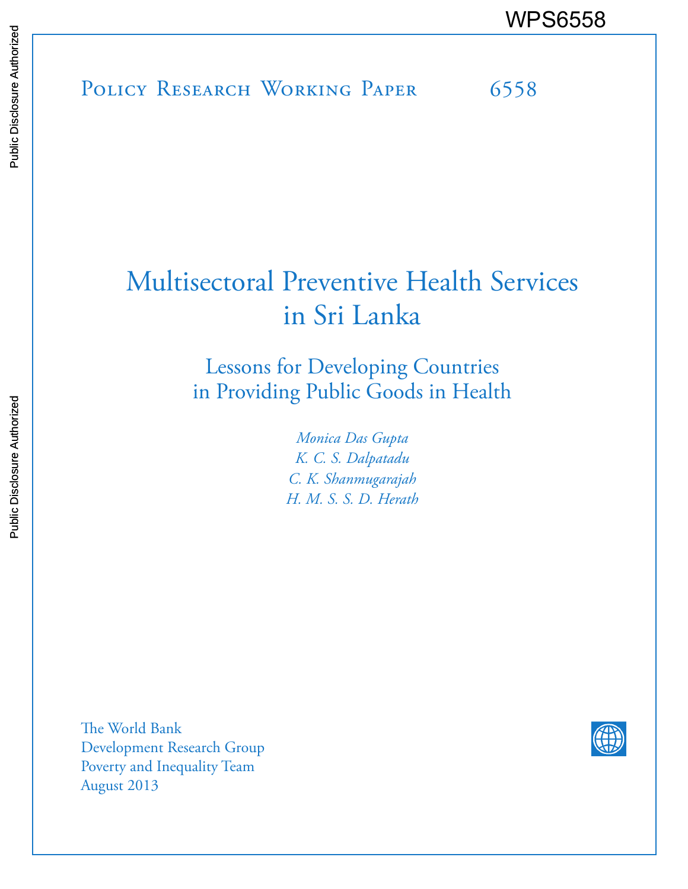WPS6558

Policy Research Working Paper 6558

# Multisectoral Preventive Health Services in Sri Lanka

## Lessons for Developing Countries in Providing Public Goods in Health

*Monica Das Gupta*
*K. C. S. Dalpatadu*
*C. K. Shanmugarajah*
*H. M. S. S. D. Herath*

The World Bank
Development Research Group
Poverty and Inequality Team
August 2013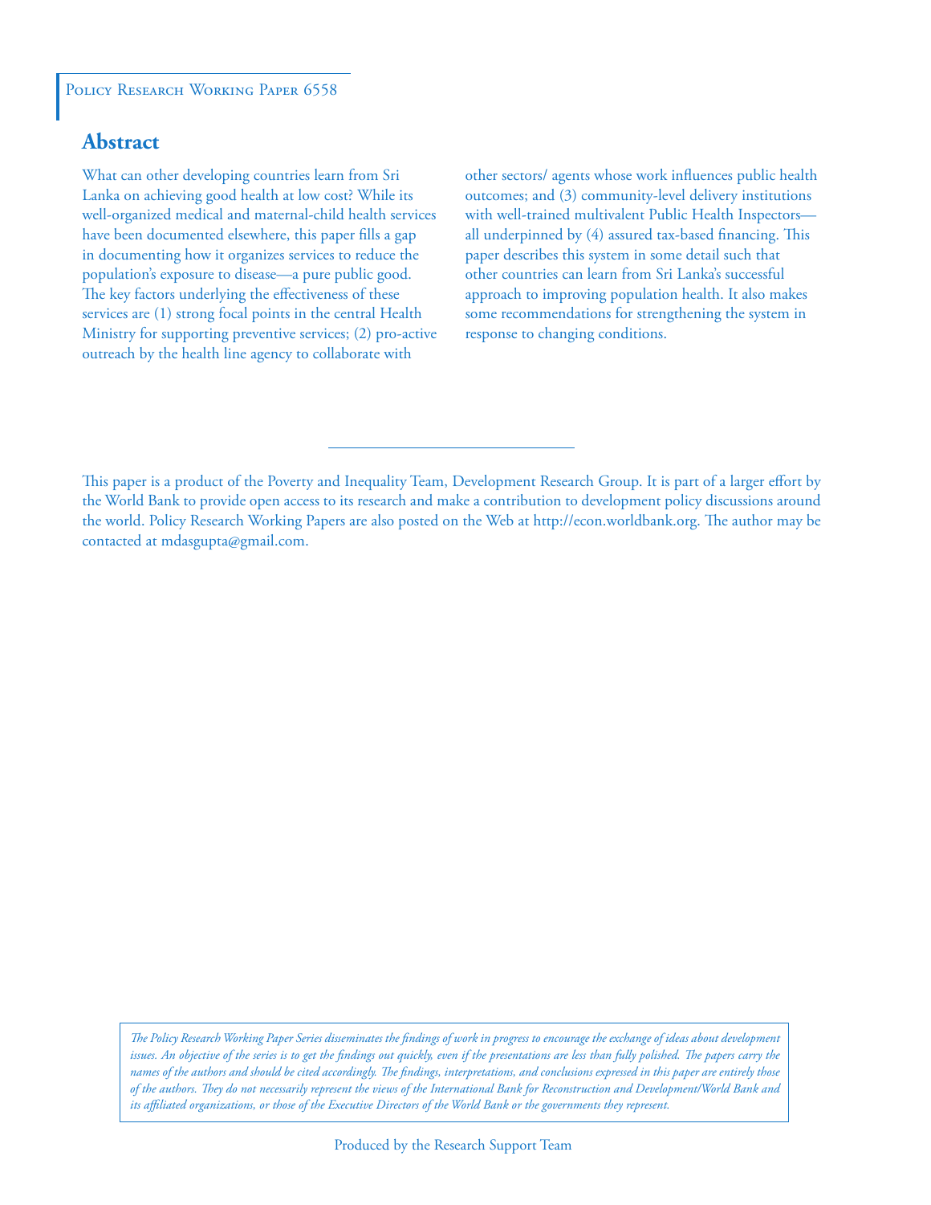Policy Research Working Paper 6558

## Abstract

What can other developing countries learn from Sri Lanka on achieving good health at low cost? While its well-organized medical and maternal-child health services have been documented elsewhere, this paper fills a gap in documenting how it organizes services to reduce the population's exposure to disease—a pure public good. The key factors underlying the effectiveness of these services are (1) strong focal points in the central Health Ministry for supporting preventive services; (2) pro-active outreach by the health line agency to collaborate with other sectors/ agents whose work influences public health outcomes; and (3) community-level delivery institutions with well-trained multivalent Public Health Inspectors—all underpinned by (4) assured tax-based financing. This paper describes this system in some detail such that other countries can learn from Sri Lanka's successful approach to improving population health. It also makes some recommendations for strengthening the system in response to changing conditions.

---

This paper is a product of the Poverty and Inequality Team, Development Research Group. It is part of a larger effort by the World Bank to provide open access to its research and make a contribution to development policy discussions around the world. Policy Research Working Papers are also posted on the Web at http://econ.worldbank.org. The author may be contacted at mdasgupta@gmail.com.

*The Policy Research Working Paper Series disseminates the findings of work in progress to encourage the exchange of ideas about development issues. An objective of the series is to get the findings out quickly, even if the presentations are less than fully polished. The papers carry the names of the authors and should be cited accordingly. The findings, interpretations, and conclusions expressed in this paper are entirely those of the authors. They do not necessarily represent the views of the International Bank for Reconstruction and Development/World Bank and its affiliated organizations, or those of the Executive Directors of the World Bank or the governments they represent.*

Produced by the Research Support Team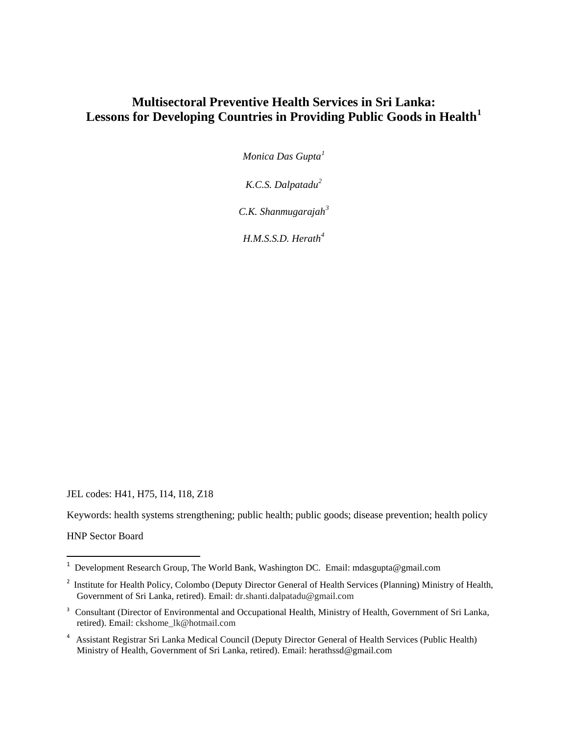# Multisectoral Preventive Health Services in Sri Lanka: Lessons for Developing Countries in Providing Public Goods in Health[1]

*Monica Das Gupta[1]*

*K.C.S. Dalpatadu[2]*

*C.K. Shanmugarajah[3]*

*H.M.S.S.D. Herath[4]*

JEL codes: H41, H75, I14, I18, Z18

Keywords: health systems strengthening; public health; public goods; disease prevention; health policy

HNP Sector Board

---

[1] Development Research Group, The World Bank, Washington DC. Email: mdasgupta@gmail.com

[2] Institute for Health Policy, Colombo (Deputy Director General of Health Services (Planning) Ministry of Health, Government of Sri Lanka, retired). Email: dr.shanti.dalpatadu@gmail.com

[3] Consultant (Director of Environmental and Occupational Health, Ministry of Health, Government of Sri Lanka, retired). Email: ckshome_lk@hotmail.com

[4] Assistant Registrar Sri Lanka Medical Council (Deputy Director General of Health Services (Public Health) Ministry of Health, Government of Sri Lanka, retired). Email: herathssd@gmail.com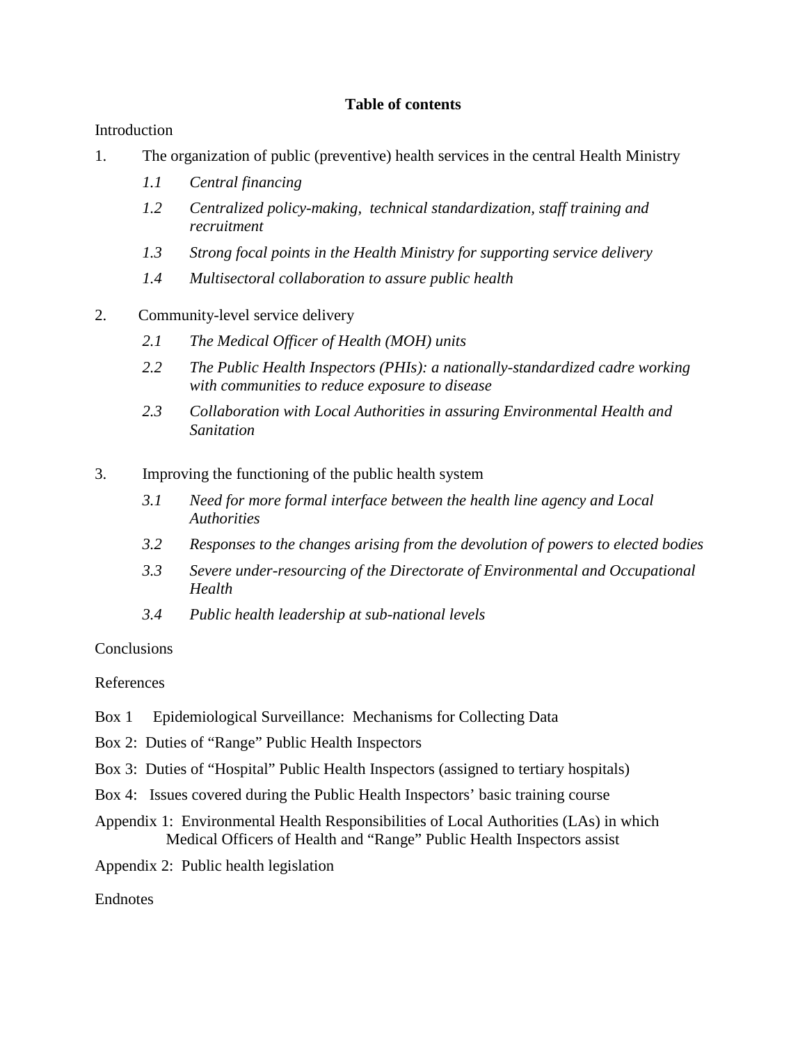**Table of contents**

Introduction

1. The organization of public (preventive) health services in the central Health Ministry
   - *1.1 Central financing*
   - *1.2 Centralized policy-making, technical standardization, staff training and recruitment*
   - *1.3 Strong focal points in the Health Ministry for supporting service delivery*
   - *1.4 Multisectoral collaboration to assure public health*

2. Community-level service delivery
   - *2.1 The Medical Officer of Health (MOH) units*
   - *2.2 The Public Health Inspectors (PHIs): a nationally-standardized cadre working with communities to reduce exposure to disease*
   - *2.3 Collaboration with Local Authorities in assuring Environmental Health and Sanitation*

3. Improving the functioning of the public health system
   - *3.1 Need for more formal interface between the health line agency and Local Authorities*
   - *3.2 Responses to the changes arising from the devolution of powers to elected bodies*
   - *3.3 Severe under-resourcing of the Directorate of Environmental and Occupational Health*
   - *3.4 Public health leadership at sub-national levels*

Conclusions

References

Box 1 Epidemiological Surveillance: Mechanisms for Collecting Data

Box 2: Duties of "Range" Public Health Inspectors

Box 3: Duties of "Hospital" Public Health Inspectors (assigned to tertiary hospitals)

Box 4: Issues covered during the Public Health Inspectors' basic training course

Appendix 1: Environmental Health Responsibilities of Local Authorities (LAs) in which Medical Officers of Health and "Range" Public Health Inspectors assist

Appendix 2: Public health legislation

Endnotes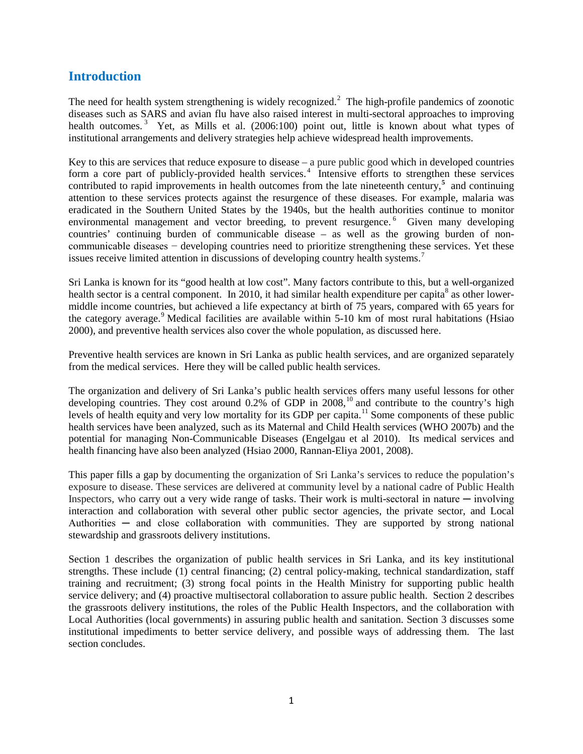## Introduction

The need for health system strengthening is widely recognized.[2] The high-profile pandemics of zoonotic diseases such as SARS and avian flu have also raised interest in multi-sectoral approaches to improving health outcomes.[3] Yet, as Mills et al. (2006:100) point out, little is known about what types of institutional arrangements and delivery strategies help achieve widespread health improvements.

Key to this are services that reduce exposure to disease – a pure public good which in developed countries form a core part of publicly-provided health services.[4] Intensive efforts to strengthen these services contributed to rapid improvements in health outcomes from the late nineteenth century,[5] and continuing attention to these services protects against the resurgence of these diseases. For example, malaria was eradicated in the Southern United States by the 1940s, but the health authorities continue to monitor environmental management and vector breeding, to prevent resurgence.[6] Given many developing countries' continuing burden of communicable disease – as well as the growing burden of non-communicable diseases − developing countries need to prioritize strengthening these services. Yet these issues receive limited attention in discussions of developing country health systems.[7]

Sri Lanka is known for its "good health at low cost". Many factors contribute to this, but a well-organized health sector is a central component. In 2010, it had similar health expenditure per capita[8] as other lower-middle income countries, but achieved a life expectancy at birth of 75 years, compared with 65 years for the category average.[9] Medical facilities are available within 5-10 km of most rural habitations (Hsiao 2000), and preventive health services also cover the whole population, as discussed here.

Preventive health services are known in Sri Lanka as public health services, and are organized separately from the medical services. Here they will be called public health services.

The organization and delivery of Sri Lanka's public health services offers many useful lessons for other developing countries. They cost around 0.2% of GDP in 2008,[10] and contribute to the country's high levels of health equity and very low mortality for its GDP per capita.[11] Some components of these public health services have been analyzed, such as its Maternal and Child Health services (WHO 2007b) and the potential for managing Non-Communicable Diseases (Engelgau et al 2010). Its medical services and health financing have also been analyzed (Hsiao 2000, Rannan-Eliya 2001, 2008).

This paper fills a gap by documenting the organization of Sri Lanka's services to reduce the population's exposure to disease. These services are delivered at community level by a national cadre of Public Health Inspectors, who carry out a very wide range of tasks. Their work is multi-sectoral in nature ─ involving interaction and collaboration with several other public sector agencies, the private sector, and Local Authorities ─ and close collaboration with communities. They are supported by strong national stewardship and grassroots delivery institutions.

Section 1 describes the organization of public health services in Sri Lanka, and its key institutional strengths. These include (1) central financing; (2) central policy-making, technical standardization, staff training and recruitment; (3) strong focal points in the Health Ministry for supporting public health service delivery; and (4) proactive multisectoral collaboration to assure public health. Section 2 describes the grassroots delivery institutions, the roles of the Public Health Inspectors, and the collaboration with Local Authorities (local governments) in assuring public health and sanitation. Section 3 discusses some institutional impediments to better service delivery, and possible ways of addressing them. The last section concludes.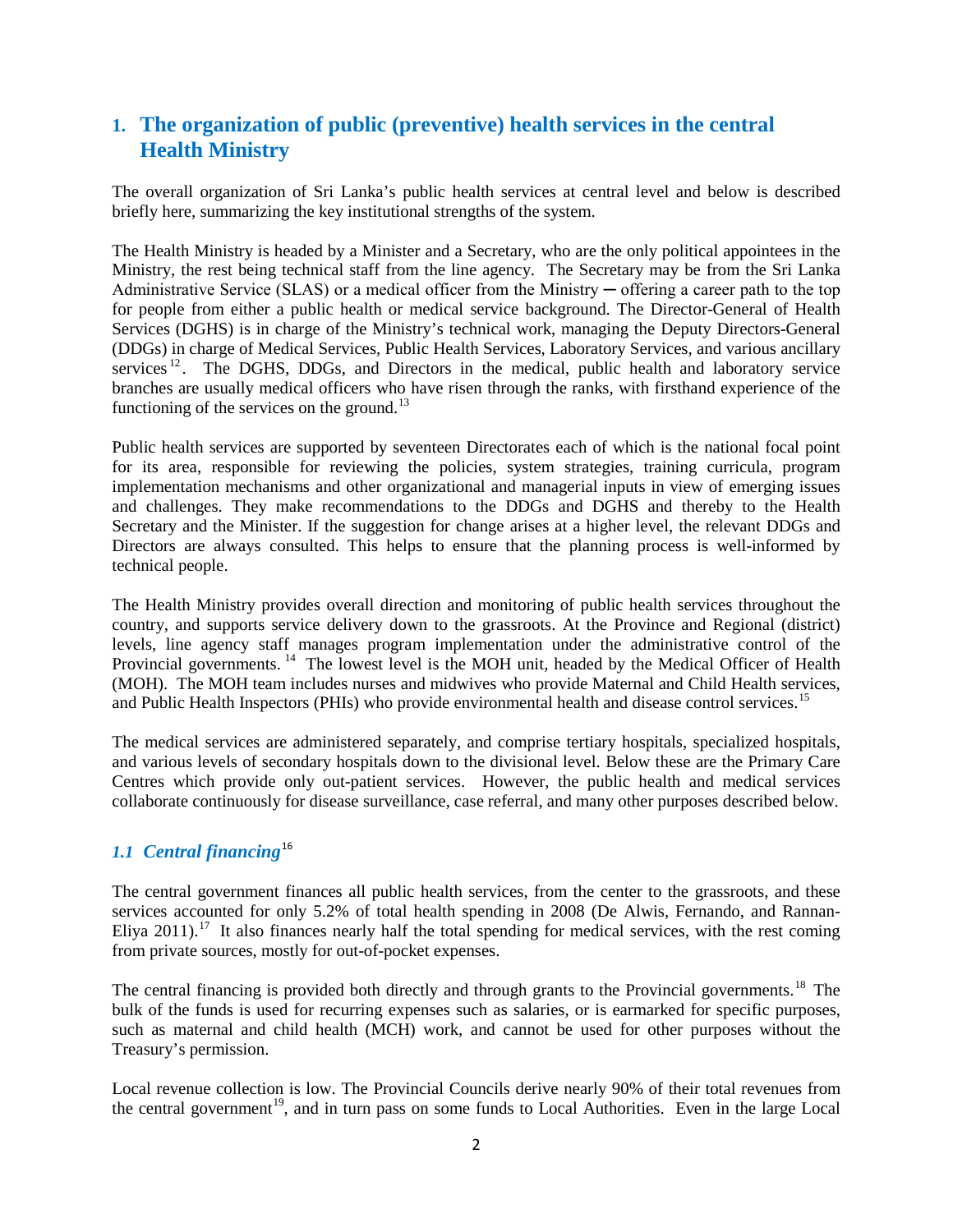## 1. The organization of public (preventive) health services in the central Health Ministry

The overall organization of Sri Lanka's public health services at central level and below is described briefly here, summarizing the key institutional strengths of the system.

The Health Ministry is headed by a Minister and a Secretary, who are the only political appointees in the Ministry, the rest being technical staff from the line agency. The Secretary may be from the Sri Lanka Administrative Service (SLAS) or a medical officer from the Ministry ─ offering a career path to the top for people from either a public health or medical service background. The Director-General of Health Services (DGHS) is in charge of the Ministry's technical work, managing the Deputy Directors-General (DDGs) in charge of Medical Services, Public Health Services, Laboratory Services, and various ancillary services[12]. The DGHS, DDGs, and Directors in the medical, public health and laboratory service branches are usually medical officers who have risen through the ranks, with firsthand experience of the functioning of the services on the ground.[13]

Public health services are supported by seventeen Directorates each of which is the national focal point for its area, responsible for reviewing the policies, system strategies, training curricula, program implementation mechanisms and other organizational and managerial inputs in view of emerging issues and challenges. They make recommendations to the DDGs and DGHS and thereby to the Health Secretary and the Minister. If the suggestion for change arises at a higher level, the relevant DDGs and Directors are always consulted. This helps to ensure that the planning process is well-informed by technical people.

The Health Ministry provides overall direction and monitoring of public health services throughout the country, and supports service delivery down to the grassroots. At the Province and Regional (district) levels, line agency staff manages program implementation under the administrative control of the Provincial governments.[14] The lowest level is the MOH unit, headed by the Medical Officer of Health (MOH). The MOH team includes nurses and midwives who provide Maternal and Child Health services, and Public Health Inspectors (PHIs) who provide environmental health and disease control services.[15]

The medical services are administered separately, and comprise tertiary hospitals, specialized hospitals, and various levels of secondary hospitals down to the divisional level. Below these are the Primary Care Centres which provide only out-patient services. However, the public health and medical services collaborate continuously for disease surveillance, case referral, and many other purposes described below.

### *1.1 Central financing*[16]

The central government finances all public health services, from the center to the grassroots, and these services accounted for only 5.2% of total health spending in 2008 (De Alwis, Fernando, and Rannan-Eliya 2011).[17] It also finances nearly half the total spending for medical services, with the rest coming from private sources, mostly for out-of-pocket expenses.

The central financing is provided both directly and through grants to the Provincial governments.[18] The bulk of the funds is used for recurring expenses such as salaries, or is earmarked for specific purposes, such as maternal and child health (MCH) work, and cannot be used for other purposes without the Treasury's permission.

Local revenue collection is low. The Provincial Councils derive nearly 90% of their total revenues from the central government[19], and in turn pass on some funds to Local Authorities. Even in the large Local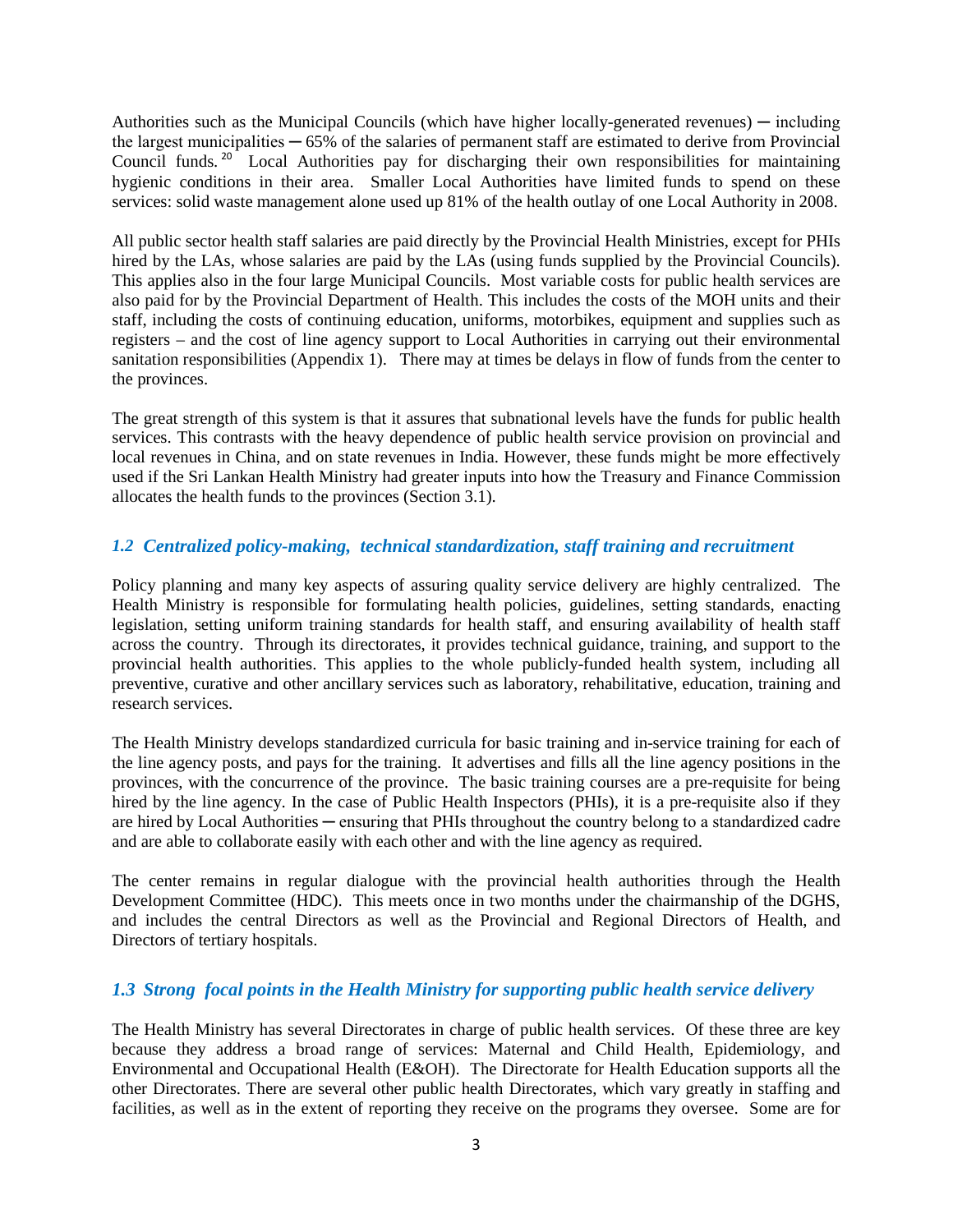Authorities such as the Municipal Councils (which have higher locally-generated revenues) ─ including the largest municipalities ─ 65% of the salaries of permanent staff are estimated to derive from Provincial Council funds.[20] Local Authorities pay for discharging their own responsibilities for maintaining hygienic conditions in their area. Smaller Local Authorities have limited funds to spend on these services: solid waste management alone used up 81% of the health outlay of one Local Authority in 2008.

All public sector health staff salaries are paid directly by the Provincial Health Ministries, except for PHIs hired by the LAs, whose salaries are paid by the LAs (using funds supplied by the Provincial Councils). This applies also in the four large Municipal Councils. Most variable costs for public health services are also paid for by the Provincial Department of Health. This includes the costs of the MOH units and their staff, including the costs of continuing education, uniforms, motorbikes, equipment and supplies such as registers – and the cost of line agency support to Local Authorities in carrying out their environmental sanitation responsibilities (Appendix 1). There may at times be delays in flow of funds from the center to the provinces.

The great strength of this system is that it assures that subnational levels have the funds for public health services. This contrasts with the heavy dependence of public health service provision on provincial and local revenues in China, and on state revenues in India. However, these funds might be more effectively used if the Sri Lankan Health Ministry had greater inputs into how the Treasury and Finance Commission allocates the health funds to the provinces (Section 3.1).

### *1.2 Centralized policy-making, technical standardization, staff training and recruitment*

Policy planning and many key aspects of assuring quality service delivery are highly centralized. The Health Ministry is responsible for formulating health policies, guidelines, setting standards, enacting legislation, setting uniform training standards for health staff, and ensuring availability of health staff across the country. Through its directorates, it provides technical guidance, training, and support to the provincial health authorities. This applies to the whole publicly-funded health system, including all preventive, curative and other ancillary services such as laboratory, rehabilitative, education, training and research services.

The Health Ministry develops standardized curricula for basic training and in-service training for each of the line agency posts, and pays for the training. It advertises and fills all the line agency positions in the provinces, with the concurrence of the province. The basic training courses are a pre-requisite for being hired by the line agency. In the case of Public Health Inspectors (PHIs), it is a pre-requisite also if they are hired by Local Authorities ─ ensuring that PHIs throughout the country belong to a standardized cadre and are able to collaborate easily with each other and with the line agency as required.

The center remains in regular dialogue with the provincial health authorities through the Health Development Committee (HDC). This meets once in two months under the chairmanship of the DGHS, and includes the central Directors as well as the Provincial and Regional Directors of Health, and Directors of tertiary hospitals.

### *1.3 Strong focal points in the Health Ministry for supporting public health service delivery*

The Health Ministry has several Directorates in charge of public health services. Of these three are key because they address a broad range of services: Maternal and Child Health, Epidemiology, and Environmental and Occupational Health (E&OH). The Directorate for Health Education supports all the other Directorates. There are several other public health Directorates, which vary greatly in staffing and facilities, as well as in the extent of reporting they receive on the programs they oversee. Some are for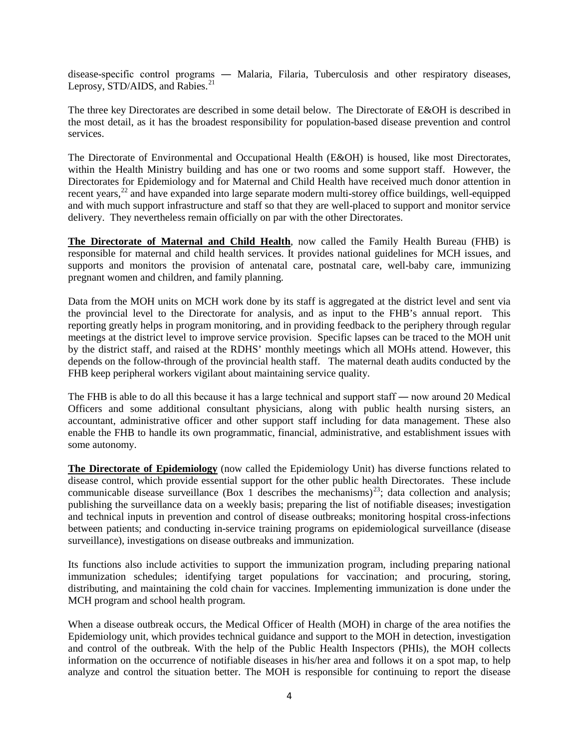disease-specific control programs ― Malaria, Filaria, Tuberculosis and other respiratory diseases, Leprosy, STD/AIDS, and Rabies.[21]

The three key Directorates are described in some detail below. The Directorate of E&OH is described in the most detail, as it has the broadest responsibility for population-based disease prevention and control services.

The Directorate of Environmental and Occupational Health (E&OH) is housed, like most Directorates, within the Health Ministry building and has one or two rooms and some support staff. However, the Directorates for Epidemiology and for Maternal and Child Health have received much donor attention in recent years,[22] and have expanded into large separate modern multi-storey office buildings, well-equipped and with much support infrastructure and staff so that they are well-placed to support and monitor service delivery. They nevertheless remain officially on par with the other Directorates.

**The Directorate of Maternal and Child Health**, now called the Family Health Bureau (FHB) is responsible for maternal and child health services. It provides national guidelines for MCH issues, and supports and monitors the provision of antenatal care, postnatal care, well-baby care, immunizing pregnant women and children, and family planning.

Data from the MOH units on MCH work done by its staff is aggregated at the district level and sent via the provincial level to the Directorate for analysis, and as input to the FHB's annual report. This reporting greatly helps in program monitoring, and in providing feedback to the periphery through regular meetings at the district level to improve service provision. Specific lapses can be traced to the MOH unit by the district staff, and raised at the RDHS' monthly meetings which all MOHs attend. However, this depends on the follow-through of the provincial health staff. The maternal death audits conducted by the FHB keep peripheral workers vigilant about maintaining service quality.

The FHB is able to do all this because it has a large technical and support staff ― now around 20 Medical Officers and some additional consultant physicians, along with public health nursing sisters, an accountant, administrative officer and other support staff including for data management. These also enable the FHB to handle its own programmatic, financial, administrative, and establishment issues with some autonomy.

**The Directorate of Epidemiology** (now called the Epidemiology Unit) has diverse functions related to disease control, which provide essential support for the other public health Directorates. These include communicable disease surveillance (Box 1 describes the mechanisms)[23]; data collection and analysis; publishing the surveillance data on a weekly basis; preparing the list of notifiable diseases; investigation and technical inputs in prevention and control of disease outbreaks; monitoring hospital cross-infections between patients; and conducting in-service training programs on epidemiological surveillance (disease surveillance), investigations on disease outbreaks and immunization.

Its functions also include activities to support the immunization program, including preparing national immunization schedules; identifying target populations for vaccination; and procuring, storing, distributing, and maintaining the cold chain for vaccines. Implementing immunization is done under the MCH program and school health program.

When a disease outbreak occurs, the Medical Officer of Health (MOH) in charge of the area notifies the Epidemiology unit, which provides technical guidance and support to the MOH in detection, investigation and control of the outbreak. With the help of the Public Health Inspectors (PHIs), the MOH collects information on the occurrence of notifiable diseases in his/her area and follows it on a spot map, to help analyze and control the situation better. The MOH is responsible for continuing to report the disease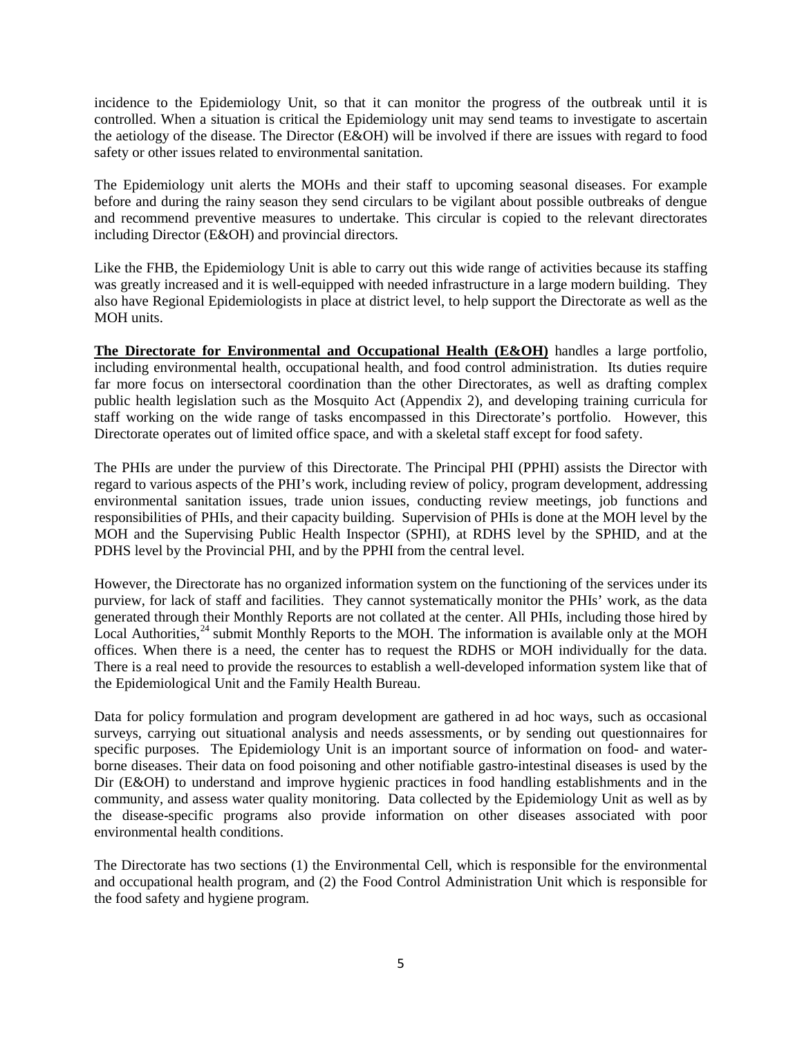incidence to the Epidemiology Unit, so that it can monitor the progress of the outbreak until it is controlled. When a situation is critical the Epidemiology unit may send teams to investigate to ascertain the aetiology of the disease. The Director (E&OH) will be involved if there are issues with regard to food safety or other issues related to environmental sanitation.

The Epidemiology unit alerts the MOHs and their staff to upcoming seasonal diseases. For example before and during the rainy season they send circulars to be vigilant about possible outbreaks of dengue and recommend preventive measures to undertake. This circular is copied to the relevant directorates including Director (E&OH) and provincial directors.

Like the FHB, the Epidemiology Unit is able to carry out this wide range of activities because its staffing was greatly increased and it is well-equipped with needed infrastructure in a large modern building. They also have Regional Epidemiologists in place at district level, to help support the Directorate as well as the MOH units.

**The Directorate for Environmental and Occupational Health (E&OH)** handles a large portfolio, including environmental health, occupational health, and food control administration. Its duties require far more focus on intersectoral coordination than the other Directorates, as well as drafting complex public health legislation such as the Mosquito Act (Appendix 2), and developing training curricula for staff working on the wide range of tasks encompassed in this Directorate's portfolio. However, this Directorate operates out of limited office space, and with a skeletal staff except for food safety.

The PHIs are under the purview of this Directorate. The Principal PHI (PPHI) assists the Director with regard to various aspects of the PHI's work, including review of policy, program development, addressing environmental sanitation issues, trade union issues, conducting review meetings, job functions and responsibilities of PHIs, and their capacity building. Supervision of PHIs is done at the MOH level by the MOH and the Supervising Public Health Inspector (SPHI), at RDHS level by the SPHID, and at the PDHS level by the Provincial PHI, and by the PPHI from the central level.

However, the Directorate has no organized information system on the functioning of the services under its purview, for lack of staff and facilities. They cannot systematically monitor the PHIs' work, as the data generated through their Monthly Reports are not collated at the center. All PHIs, including those hired by Local Authorities,[24] submit Monthly Reports to the MOH. The information is available only at the MOH offices. When there is a need, the center has to request the RDHS or MOH individually for the data. There is a real need to provide the resources to establish a well-developed information system like that of the Epidemiological Unit and the Family Health Bureau.

Data for policy formulation and program development are gathered in ad hoc ways, such as occasional surveys, carrying out situational analysis and needs assessments, or by sending out questionnaires for specific purposes. The Epidemiology Unit is an important source of information on food- and water-borne diseases. Their data on food poisoning and other notifiable gastro-intestinal diseases is used by the Dir (E&OH) to understand and improve hygienic practices in food handling establishments and in the community, and assess water quality monitoring. Data collected by the Epidemiology Unit as well as by the disease-specific programs also provide information on other diseases associated with poor environmental health conditions.

The Directorate has two sections (1) the Environmental Cell, which is responsible for the environmental and occupational health program, and (2) the Food Control Administration Unit which is responsible for the food safety and hygiene program.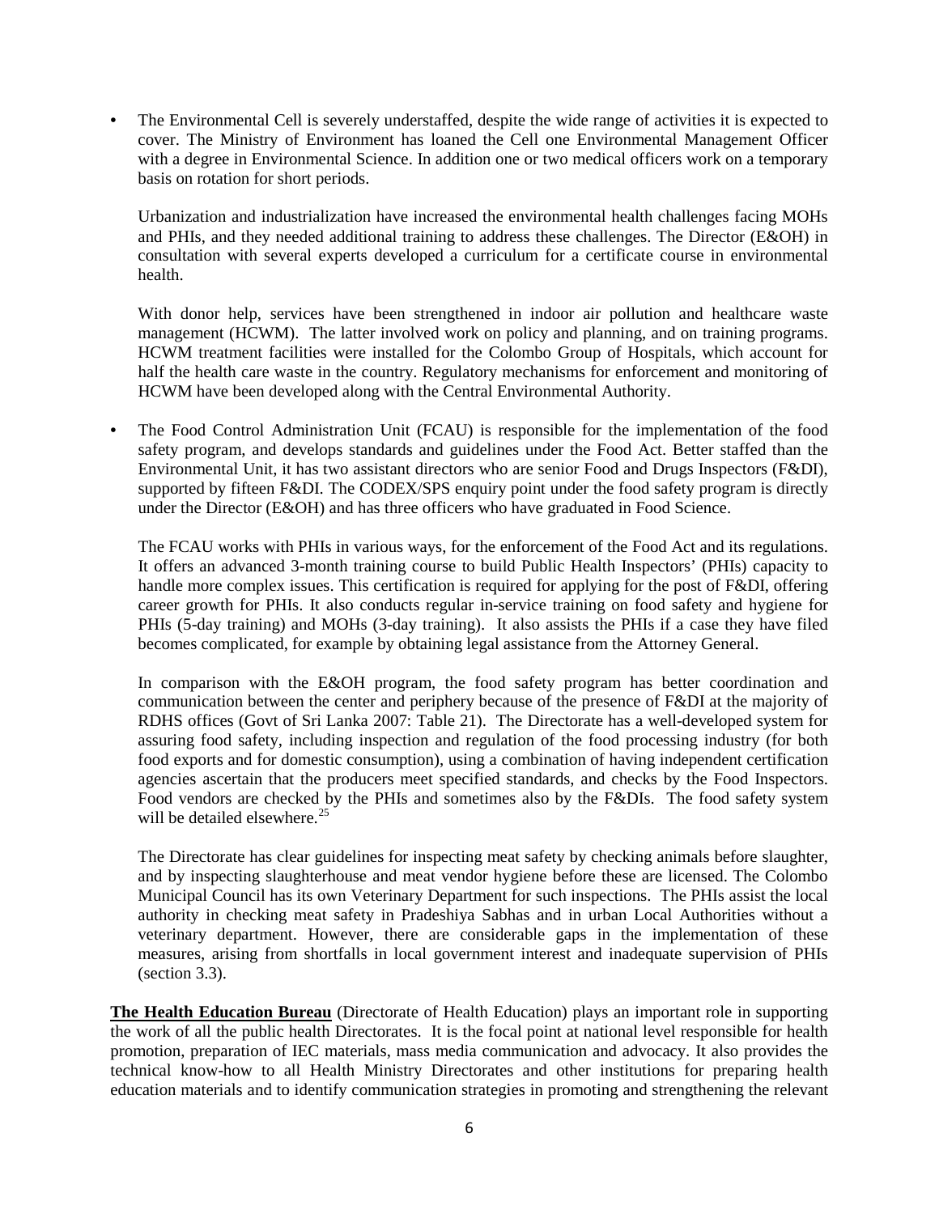- The Environmental Cell is severely understaffed, despite the wide range of activities it is expected to cover. The Ministry of Environment has loaned the Cell one Environmental Management Officer with a degree in Environmental Science. In addition one or two medical officers work on a temporary basis on rotation for short periods.

  Urbanization and industrialization have increased the environmental health challenges facing MOHs and PHIs, and they needed additional training to address these challenges. The Director (E&OH) in consultation with several experts developed a curriculum for a certificate course in environmental health.

  With donor help, services have been strengthened in indoor air pollution and healthcare waste management (HCWM). The latter involved work on policy and planning, and on training programs. HCWM treatment facilities were installed for the Colombo Group of Hospitals, which account for half the health care waste in the country. Regulatory mechanisms for enforcement and monitoring of HCWM have been developed along with the Central Environmental Authority.

- The Food Control Administration Unit (FCAU) is responsible for the implementation of the food safety program, and develops standards and guidelines under the Food Act. Better staffed than the Environmental Unit, it has two assistant directors who are senior Food and Drugs Inspectors (F&DI), supported by fifteen F&DI. The CODEX/SPS enquiry point under the food safety program is directly under the Director (E&OH) and has three officers who have graduated in Food Science.

  The FCAU works with PHIs in various ways, for the enforcement of the Food Act and its regulations. It offers an advanced 3-month training course to build Public Health Inspectors' (PHIs) capacity to handle more complex issues. This certification is required for applying for the post of F&DI, offering career growth for PHIs. It also conducts regular in-service training on food safety and hygiene for PHIs (5-day training) and MOHs (3-day training). It also assists the PHIs if a case they have filed becomes complicated, for example by obtaining legal assistance from the Attorney General.

  In comparison with the E&OH program, the food safety program has better coordination and communication between the center and periphery because of the presence of F&DI at the majority of RDHS offices (Govt of Sri Lanka 2007: Table 21). The Directorate has a well-developed system for assuring food safety, including inspection and regulation of the food processing industry (for both food exports and for domestic consumption), using a combination of having independent certification agencies ascertain that the producers meet specified standards, and checks by the Food Inspectors. Food vendors are checked by the PHIs and sometimes also by the F&DIs. The food safety system will be detailed elsewhere.[25]

  The Directorate has clear guidelines for inspecting meat safety by checking animals before slaughter, and by inspecting slaughterhouse and meat vendor hygiene before these are licensed. The Colombo Municipal Council has its own Veterinary Department for such inspections. The PHIs assist the local authority in checking meat safety in Pradeshiya Sabhas and in urban Local Authorities without a veterinary department. However, there are considerable gaps in the implementation of these measures, arising from shortfalls in local government interest and inadequate supervision of PHIs (section 3.3).

**The Health Education Bureau** (Directorate of Health Education) plays an important role in supporting the work of all the public health Directorates. It is the focal point at national level responsible for health promotion, preparation of IEC materials, mass media communication and advocacy. It also provides the technical know-how to all Health Ministry Directorates and other institutions for preparing health education materials and to identify communication strategies in promoting and strengthening the relevant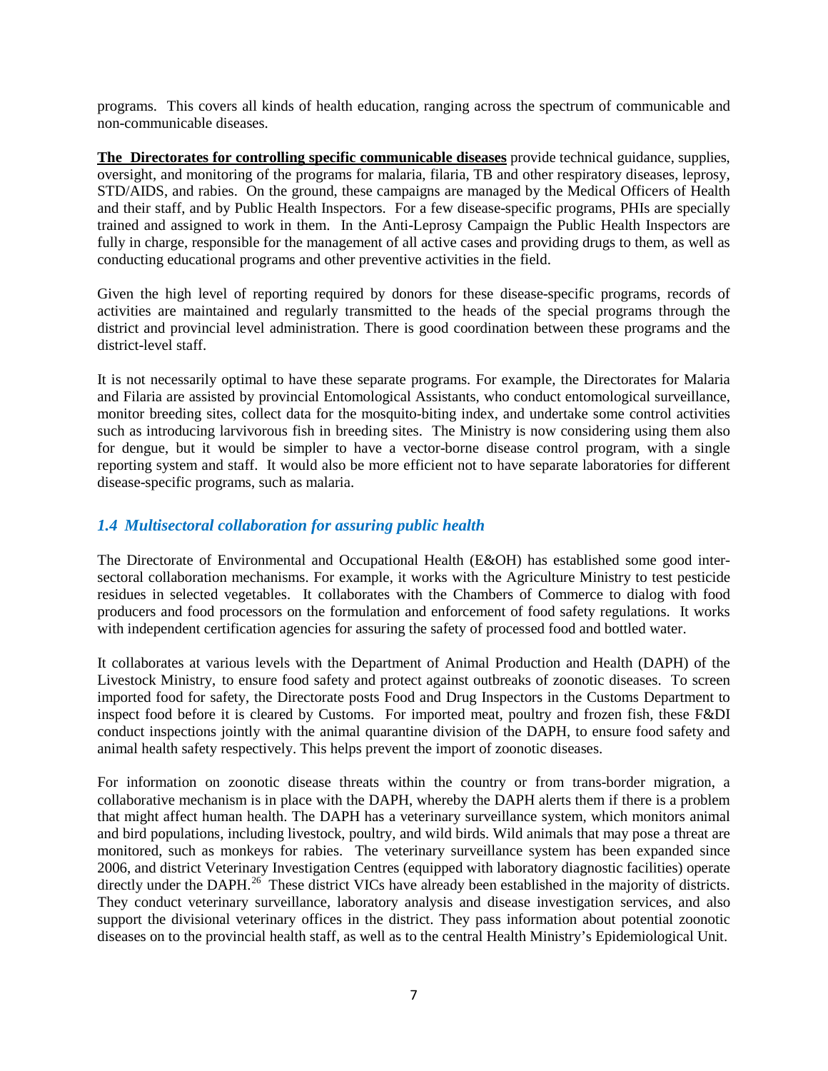programs. This covers all kinds of health education, ranging across the spectrum of communicable and non-communicable diseases.

**The Directorates for controlling specific communicable diseases** provide technical guidance, supplies, oversight, and monitoring of the programs for malaria, filaria, TB and other respiratory diseases, leprosy, STD/AIDS, and rabies. On the ground, these campaigns are managed by the Medical Officers of Health and their staff, and by Public Health Inspectors. For a few disease-specific programs, PHIs are specially trained and assigned to work in them. In the Anti-Leprosy Campaign the Public Health Inspectors are fully in charge, responsible for the management of all active cases and providing drugs to them, as well as conducting educational programs and other preventive activities in the field.

Given the high level of reporting required by donors for these disease-specific programs, records of activities are maintained and regularly transmitted to the heads of the special programs through the district and provincial level administration. There is good coordination between these programs and the district-level staff.

It is not necessarily optimal to have these separate programs. For example, the Directorates for Malaria and Filaria are assisted by provincial Entomological Assistants, who conduct entomological surveillance, monitor breeding sites, collect data for the mosquito-biting index, and undertake some control activities such as introducing larvivorous fish in breeding sites. The Ministry is now considering using them also for dengue, but it would be simpler to have a vector-borne disease control program, with a single reporting system and staff. It would also be more efficient not to have separate laboratories for different disease-specific programs, such as malaria.

### *1.4 Multisectoral collaboration for assuring public health*

The Directorate of Environmental and Occupational Health (E&OH) has established some good inter-sectoral collaboration mechanisms. For example, it works with the Agriculture Ministry to test pesticide residues in selected vegetables. It collaborates with the Chambers of Commerce to dialog with food producers and food processors on the formulation and enforcement of food safety regulations. It works with independent certification agencies for assuring the safety of processed food and bottled water.

It collaborates at various levels with the Department of Animal Production and Health (DAPH) of the Livestock Ministry, to ensure food safety and protect against outbreaks of zoonotic diseases. To screen imported food for safety, the Directorate posts Food and Drug Inspectors in the Customs Department to inspect food before it is cleared by Customs. For imported meat, poultry and frozen fish, these F&DI conduct inspections jointly with the animal quarantine division of the DAPH, to ensure food safety and animal health safety respectively. This helps prevent the import of zoonotic diseases.

For information on zoonotic disease threats within the country or from trans-border migration, a collaborative mechanism is in place with the DAPH, whereby the DAPH alerts them if there is a problem that might affect human health. The DAPH has a veterinary surveillance system, which monitors animal and bird populations, including livestock, poultry, and wild birds. Wild animals that may pose a threat are monitored, such as monkeys for rabies. The veterinary surveillance system has been expanded since 2006, and district Veterinary Investigation Centres (equipped with laboratory diagnostic facilities) operate directly under the DAPH.[26] These district VICs have already been established in the majority of districts. They conduct veterinary surveillance, laboratory analysis and disease investigation services, and also support the divisional veterinary offices in the district. They pass information about potential zoonotic diseases on to the provincial health staff, as well as to the central Health Ministry's Epidemiological Unit.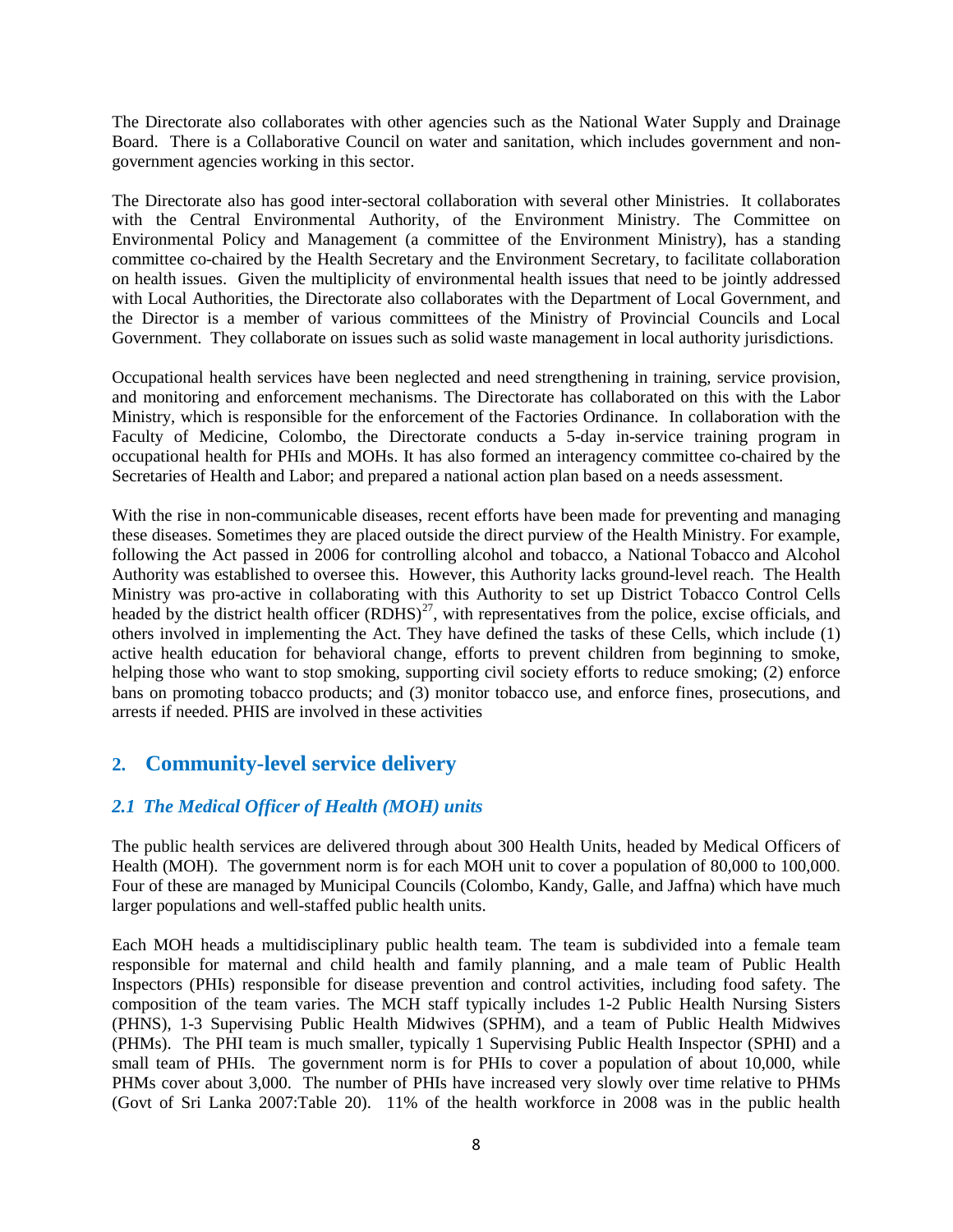The Directorate also collaborates with other agencies such as the National Water Supply and Drainage Board. There is a Collaborative Council on water and sanitation, which includes government and non-government agencies working in this sector.

The Directorate also has good inter-sectoral collaboration with several other Ministries. It collaborates with the Central Environmental Authority, of the Environment Ministry. The Committee on Environmental Policy and Management (a committee of the Environment Ministry), has a standing committee co-chaired by the Health Secretary and the Environment Secretary, to facilitate collaboration on health issues. Given the multiplicity of environmental health issues that need to be jointly addressed with Local Authorities, the Directorate also collaborates with the Department of Local Government, and the Director is a member of various committees of the Ministry of Provincial Councils and Local Government. They collaborate on issues such as solid waste management in local authority jurisdictions.

Occupational health services have been neglected and need strengthening in training, service provision, and monitoring and enforcement mechanisms. The Directorate has collaborated on this with the Labor Ministry, which is responsible for the enforcement of the Factories Ordinance. In collaboration with the Faculty of Medicine, Colombo, the Directorate conducts a 5-day in-service training program in occupational health for PHIs and MOHs. It has also formed an interagency committee co-chaired by the Secretaries of Health and Labor; and prepared a national action plan based on a needs assessment.

With the rise in non-communicable diseases, recent efforts have been made for preventing and managing these diseases. Sometimes they are placed outside the direct purview of the Health Ministry. For example, following the Act passed in 2006 for controlling alcohol and tobacco, a National Tobacco and Alcohol Authority was established to oversee this. However, this Authority lacks ground-level reach. The Health Ministry was pro-active in collaborating with this Authority to set up District Tobacco Control Cells headed by the district health officer (RDHS)[27], with representatives from the police, excise officials, and others involved in implementing the Act. They have defined the tasks of these Cells, which include (1) active health education for behavioral change, efforts to prevent children from beginning to smoke, helping those who want to stop smoking, supporting civil society efforts to reduce smoking; (2) enforce bans on promoting tobacco products; and (3) monitor tobacco use, and enforce fines, prosecutions, and arrests if needed. PHIS are involved in these activities

## 2. Community-level service delivery

### *2.1 The Medical Officer of Health (MOH) units*

The public health services are delivered through about 300 Health Units, headed by Medical Officers of Health (MOH). The government norm is for each MOH unit to cover a population of 80,000 to 100,000. Four of these are managed by Municipal Councils (Colombo, Kandy, Galle, and Jaffna) which have much larger populations and well-staffed public health units.

Each MOH heads a multidisciplinary public health team. The team is subdivided into a female team responsible for maternal and child health and family planning, and a male team of Public Health Inspectors (PHIs) responsible for disease prevention and control activities, including food safety. The composition of the team varies. The MCH staff typically includes 1-2 Public Health Nursing Sisters (PHNS), 1-3 Supervising Public Health Midwives (SPHM), and a team of Public Health Midwives (PHMs). The PHI team is much smaller, typically 1 Supervising Public Health Inspector (SPHI) and a small team of PHIs. The government norm is for PHIs to cover a population of about 10,000, while PHMs cover about 3,000. The number of PHIs have increased very slowly over time relative to PHMs (Govt of Sri Lanka 2007:Table 20). 11% of the health workforce in 2008 was in the public health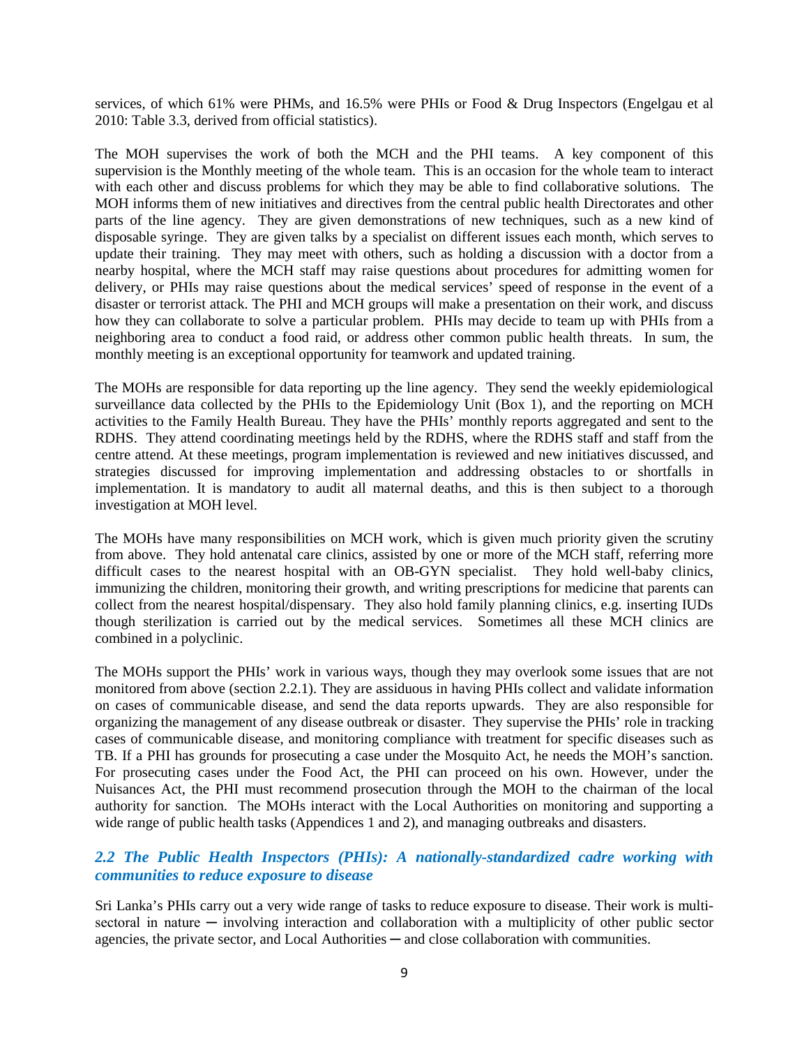services, of which 61% were PHMs, and 16.5% were PHIs or Food & Drug Inspectors (Engelgau et al 2010: Table 3.3, derived from official statistics).

The MOH supervises the work of both the MCH and the PHI teams. A key component of this supervision is the Monthly meeting of the whole team. This is an occasion for the whole team to interact with each other and discuss problems for which they may be able to find collaborative solutions. The MOH informs them of new initiatives and directives from the central public health Directorates and other parts of the line agency. They are given demonstrations of new techniques, such as a new kind of disposable syringe. They are given talks by a specialist on different issues each month, which serves to update their training. They may meet with others, such as holding a discussion with a doctor from a nearby hospital, where the MCH staff may raise questions about procedures for admitting women for delivery, or PHIs may raise questions about the medical services' speed of response in the event of a disaster or terrorist attack. The PHI and MCH groups will make a presentation on their work, and discuss how they can collaborate to solve a particular problem. PHIs may decide to team up with PHIs from a neighboring area to conduct a food raid, or address other common public health threats. In sum, the monthly meeting is an exceptional opportunity for teamwork and updated training.

The MOHs are responsible for data reporting up the line agency. They send the weekly epidemiological surveillance data collected by the PHIs to the Epidemiology Unit (Box 1), and the reporting on MCH activities to the Family Health Bureau. They have the PHIs' monthly reports aggregated and sent to the RDHS. They attend coordinating meetings held by the RDHS, where the RDHS staff and staff from the centre attend. At these meetings, program implementation is reviewed and new initiatives discussed, and strategies discussed for improving implementation and addressing obstacles to or shortfalls in implementation. It is mandatory to audit all maternal deaths, and this is then subject to a thorough investigation at MOH level.

The MOHs have many responsibilities on MCH work, which is given much priority given the scrutiny from above. They hold antenatal care clinics, assisted by one or more of the MCH staff, referring more difficult cases to the nearest hospital with an OB-GYN specialist. They hold well-baby clinics, immunizing the children, monitoring their growth, and writing prescriptions for medicine that parents can collect from the nearest hospital/dispensary. They also hold family planning clinics, e.g. inserting IUDs though sterilization is carried out by the medical services. Sometimes all these MCH clinics are combined in a polyclinic.

The MOHs support the PHIs' work in various ways, though they may overlook some issues that are not monitored from above (section 2.2.1). They are assiduous in having PHIs collect and validate information on cases of communicable disease, and send the data reports upwards. They are also responsible for organizing the management of any disease outbreak or disaster. They supervise the PHIs' role in tracking cases of communicable disease, and monitoring compliance with treatment for specific diseases such as TB. If a PHI has grounds for prosecuting a case under the Mosquito Act, he needs the MOH's sanction. For prosecuting cases under the Food Act, the PHI can proceed on his own. However, under the Nuisances Act, the PHI must recommend prosecution through the MOH to the chairman of the local authority for sanction. The MOHs interact with the Local Authorities on monitoring and supporting a wide range of public health tasks (Appendices 1 and 2), and managing outbreaks and disasters.

### *2.2 The Public Health Inspectors (PHIs): A nationally-standardized cadre working with communities to reduce exposure to disease*

Sri Lanka's PHIs carry out a very wide range of tasks to reduce exposure to disease. Their work is multi-sectoral in nature ─ involving interaction and collaboration with a multiplicity of other public sector agencies, the private sector, and Local Authorities ─ and close collaboration with communities.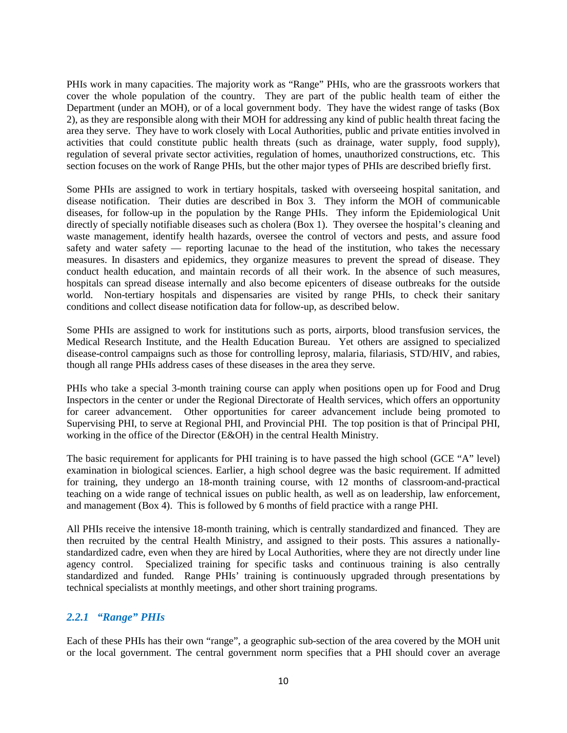PHIs work in many capacities. The majority work as "Range" PHIs, who are the grassroots workers that cover the whole population of the country. They are part of the public health team of either the Department (under an MOH), or of a local government body. They have the widest range of tasks (Box 2), as they are responsible along with their MOH for addressing any kind of public health threat facing the area they serve. They have to work closely with Local Authorities, public and private entities involved in activities that could constitute public health threats (such as drainage, water supply, food supply), regulation of several private sector activities, regulation of homes, unauthorized constructions, etc. This section focuses on the work of Range PHIs, but the other major types of PHIs are described briefly first.

Some PHIs are assigned to work in tertiary hospitals, tasked with overseeing hospital sanitation, and disease notification. Their duties are described in Box 3. They inform the MOH of communicable diseases, for follow-up in the population by the Range PHIs. They inform the Epidemiological Unit directly of specially notifiable diseases such as cholera (Box 1). They oversee the hospital's cleaning and waste management, identify health hazards, oversee the control of vectors and pests, and assure food safety and water safety — reporting lacunae to the head of the institution, who takes the necessary measures. In disasters and epidemics, they organize measures to prevent the spread of disease. They conduct health education, and maintain records of all their work. In the absence of such measures, hospitals can spread disease internally and also become epicenters of disease outbreaks for the outside world. Non-tertiary hospitals and dispensaries are visited by range PHIs, to check their sanitary conditions and collect disease notification data for follow-up, as described below.

Some PHIs are assigned to work for institutions such as ports, airports, blood transfusion services, the Medical Research Institute, and the Health Education Bureau. Yet others are assigned to specialized disease-control campaigns such as those for controlling leprosy, malaria, filariasis, STD/HIV, and rabies, though all range PHIs address cases of these diseases in the area they serve.

PHIs who take a special 3-month training course can apply when positions open up for Food and Drug Inspectors in the center or under the Regional Directorate of Health services, which offers an opportunity for career advancement. Other opportunities for career advancement include being promoted to Supervising PHI, to serve at Regional PHI, and Provincial PHI. The top position is that of Principal PHI, working in the office of the Director (E&OH) in the central Health Ministry.

The basic requirement for applicants for PHI training is to have passed the high school (GCE "A" level) examination in biological sciences. Earlier, a high school degree was the basic requirement. If admitted for training, they undergo an 18-month training course, with 12 months of classroom-and-practical teaching on a wide range of technical issues on public health, as well as on leadership, law enforcement, and management (Box 4). This is followed by 6 months of field practice with a range PHI.

All PHIs receive the intensive 18-month training, which is centrally standardized and financed. They are then recruited by the central Health Ministry, and assigned to their posts. This assures a nationally-standardized cadre, even when they are hired by Local Authorities, where they are not directly under line agency control. Specialized training for specific tasks and continuous training is also centrally standardized and funded. Range PHIs' training is continuously upgraded through presentations by technical specialists at monthly meetings, and other short training programs.

### *2.2.1 "Range" PHIs*

Each of these PHIs has their own "range", a geographic sub-section of the area covered by the MOH unit or the local government. The central government norm specifies that a PHI should cover an average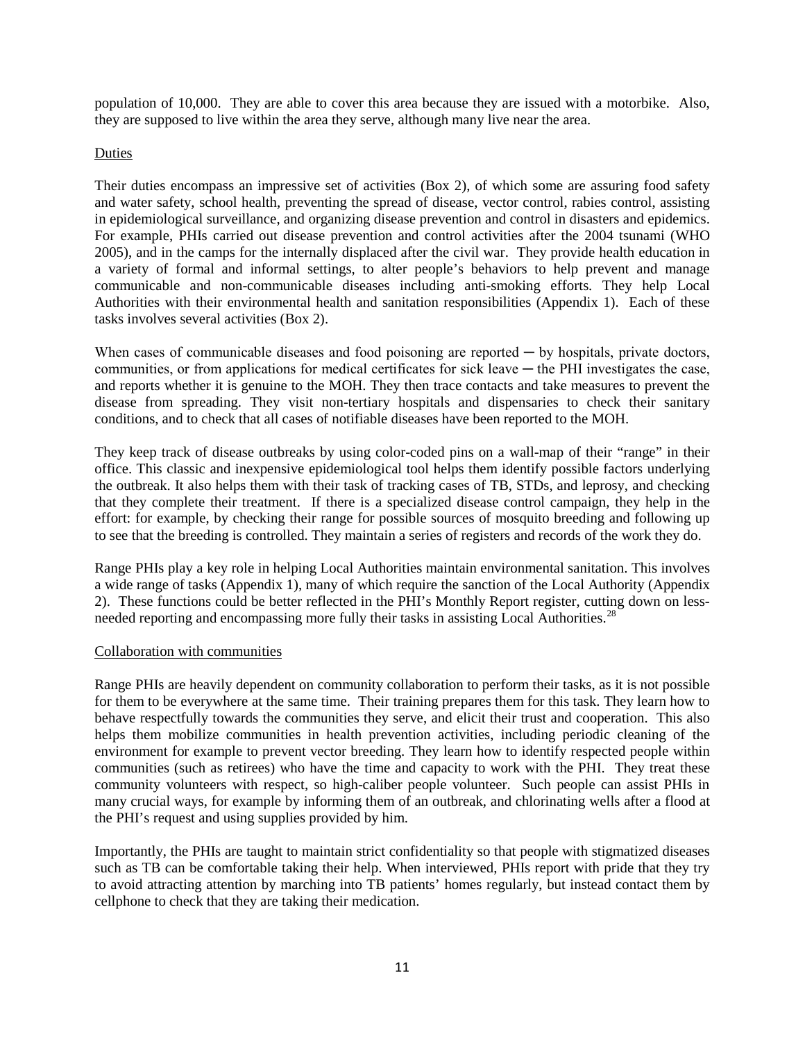population of 10,000. They are able to cover this area because they are issued with a motorbike. Also, they are supposed to live within the area they serve, although many live near the area.

Duties

Their duties encompass an impressive set of activities (Box 2), of which some are assuring food safety and water safety, school health, preventing the spread of disease, vector control, rabies control, assisting in epidemiological surveillance, and organizing disease prevention and control in disasters and epidemics. For example, PHIs carried out disease prevention and control activities after the 2004 tsunami (WHO 2005), and in the camps for the internally displaced after the civil war. They provide health education in a variety of formal and informal settings, to alter people's behaviors to help prevent and manage communicable and non-communicable diseases including anti-smoking efforts. They help Local Authorities with their environmental health and sanitation responsibilities (Appendix 1). Each of these tasks involves several activities (Box 2).

When cases of communicable diseases and food poisoning are reported ─ by hospitals, private doctors, communities, or from applications for medical certificates for sick leave ─ the PHI investigates the case, and reports whether it is genuine to the MOH. They then trace contacts and take measures to prevent the disease from spreading. They visit non-tertiary hospitals and dispensaries to check their sanitary conditions, and to check that all cases of notifiable diseases have been reported to the MOH.

They keep track of disease outbreaks by using color-coded pins on a wall-map of their "range" in their office. This classic and inexpensive epidemiological tool helps them identify possible factors underlying the outbreak. It also helps them with their task of tracking cases of TB, STDs, and leprosy, and checking that they complete their treatment. If there is a specialized disease control campaign, they help in the effort: for example, by checking their range for possible sources of mosquito breeding and following up to see that the breeding is controlled. They maintain a series of registers and records of the work they do.

Range PHIs play a key role in helping Local Authorities maintain environmental sanitation. This involves a wide range of tasks (Appendix 1), many of which require the sanction of the Local Authority (Appendix 2). These functions could be better reflected in the PHI's Monthly Report register, cutting down on less-needed reporting and encompassing more fully their tasks in assisting Local Authorities.[28]

Collaboration with communities

Range PHIs are heavily dependent on community collaboration to perform their tasks, as it is not possible for them to be everywhere at the same time. Their training prepares them for this task. They learn how to behave respectfully towards the communities they serve, and elicit their trust and cooperation. This also helps them mobilize communities in health prevention activities, including periodic cleaning of the environment for example to prevent vector breeding. They learn how to identify respected people within communities (such as retirees) who have the time and capacity to work with the PHI. They treat these community volunteers with respect, so high-caliber people volunteer. Such people can assist PHIs in many crucial ways, for example by informing them of an outbreak, and chlorinating wells after a flood at the PHI's request and using supplies provided by him.

Importantly, the PHIs are taught to maintain strict confidentiality so that people with stigmatized diseases such as TB can be comfortable taking their help. When interviewed, PHIs report with pride that they try to avoid attracting attention by marching into TB patients' homes regularly, but instead contact them by cellphone to check that they are taking their medication.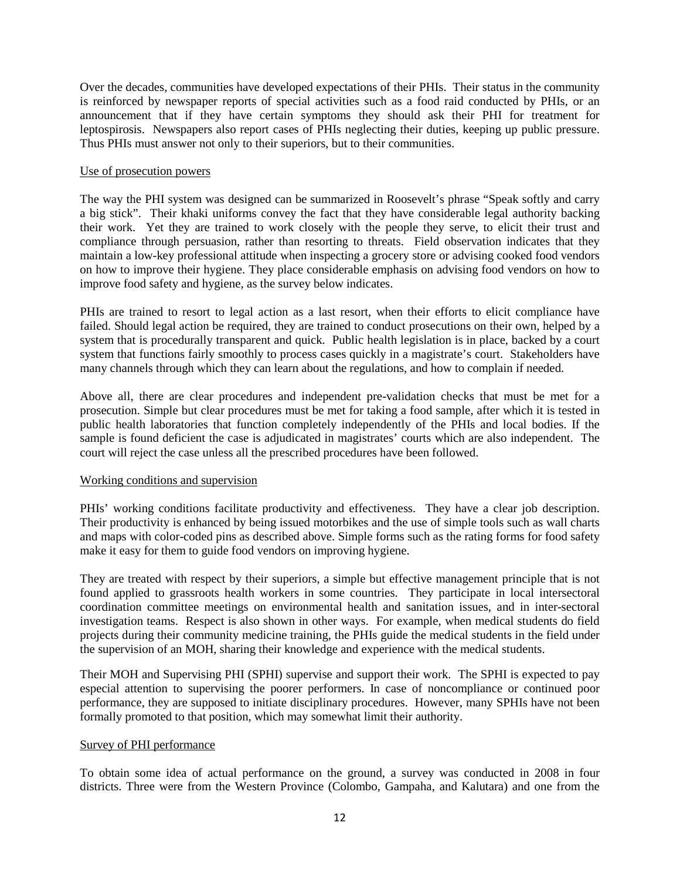Over the decades, communities have developed expectations of their PHIs. Their status in the community is reinforced by newspaper reports of special activities such as a food raid conducted by PHIs, or an announcement that if they have certain symptoms they should ask their PHI for treatment for leptospirosis. Newspapers also report cases of PHIs neglecting their duties, keeping up public pressure. Thus PHIs must answer not only to their superiors, but to their communities.

### Use of prosecution powers

The way the PHI system was designed can be summarized in Roosevelt's phrase "Speak softly and carry a big stick". Their khaki uniforms convey the fact that they have considerable legal authority backing their work. Yet they are trained to work closely with the people they serve, to elicit their trust and compliance through persuasion, rather than resorting to threats. Field observation indicates that they maintain a low-key professional attitude when inspecting a grocery store or advising cooked food vendors on how to improve their hygiene. They place considerable emphasis on advising food vendors on how to improve food safety and hygiene, as the survey below indicates.

PHIs are trained to resort to legal action as a last resort, when their efforts to elicit compliance have failed. Should legal action be required, they are trained to conduct prosecutions on their own, helped by a system that is procedurally transparent and quick. Public health legislation is in place, backed by a court system that functions fairly smoothly to process cases quickly in a magistrate's court. Stakeholders have many channels through which they can learn about the regulations, and how to complain if needed.

Above all, there are clear procedures and independent pre-validation checks that must be met for a prosecution. Simple but clear procedures must be met for taking a food sample, after which it is tested in public health laboratories that function completely independently of the PHIs and local bodies. If the sample is found deficient the case is adjudicated in magistrates' courts which are also independent. The court will reject the case unless all the prescribed procedures have been followed.

### Working conditions and supervision

PHIs' working conditions facilitate productivity and effectiveness. They have a clear job description. Their productivity is enhanced by being issued motorbikes and the use of simple tools such as wall charts and maps with color-coded pins as described above. Simple forms such as the rating forms for food safety make it easy for them to guide food vendors on improving hygiene.

They are treated with respect by their superiors, a simple but effective management principle that is not found applied to grassroots health workers in some countries. They participate in local intersectoral coordination committee meetings on environmental health and sanitation issues, and in inter-sectoral investigation teams. Respect is also shown in other ways. For example, when medical students do field projects during their community medicine training, the PHIs guide the medical students in the field under the supervision of an MOH, sharing their knowledge and experience with the medical students.

Their MOH and Supervising PHI (SPHI) supervise and support their work. The SPHI is expected to pay especial attention to supervising the poorer performers. In case of noncompliance or continued poor performance, they are supposed to initiate disciplinary procedures. However, many SPHIs have not been formally promoted to that position, which may somewhat limit their authority.

### Survey of PHI performance

To obtain some idea of actual performance on the ground, a survey was conducted in 2008 in four districts. Three were from the Western Province (Colombo, Gampaha, and Kalutara) and one from the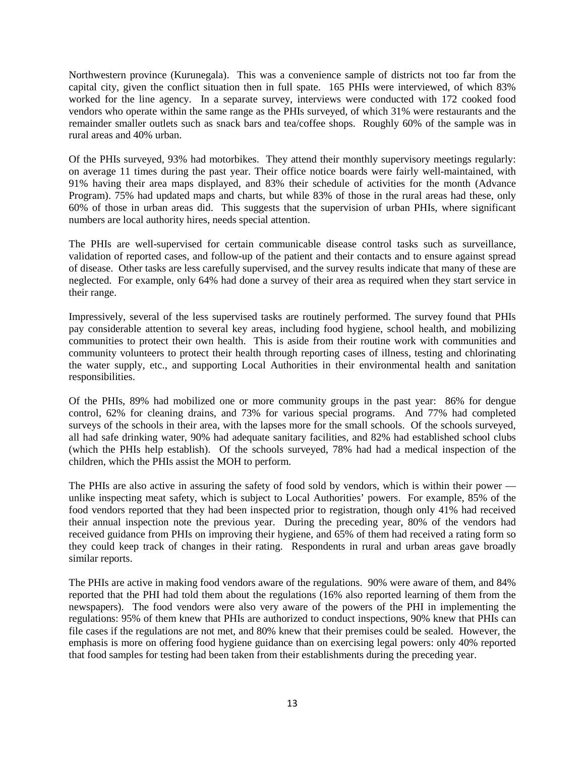Northwestern province (Kurunegala). This was a convenience sample of districts not too far from the capital city, given the conflict situation then in full spate. 165 PHIs were interviewed, of which 83% worked for the line agency. In a separate survey, interviews were conducted with 172 cooked food vendors who operate within the same range as the PHIs surveyed, of which 31% were restaurants and the remainder smaller outlets such as snack bars and tea/coffee shops. Roughly 60% of the sample was in rural areas and 40% urban.

Of the PHIs surveyed, 93% had motorbikes. They attend their monthly supervisory meetings regularly: on average 11 times during the past year. Their office notice boards were fairly well-maintained, with 91% having their area maps displayed, and 83% their schedule of activities for the month (Advance Program). 75% had updated maps and charts, but while 83% of those in the rural areas had these, only 60% of those in urban areas did. This suggests that the supervision of urban PHIs, where significant numbers are local authority hires, needs special attention.

The PHIs are well-supervised for certain communicable disease control tasks such as surveillance, validation of reported cases, and follow-up of the patient and their contacts and to ensure against spread of disease. Other tasks are less carefully supervised, and the survey results indicate that many of these are neglected. For example, only 64% had done a survey of their area as required when they start service in their range.

Impressively, several of the less supervised tasks are routinely performed. The survey found that PHIs pay considerable attention to several key areas, including food hygiene, school health, and mobilizing communities to protect their own health. This is aside from their routine work with communities and community volunteers to protect their health through reporting cases of illness, testing and chlorinating the water supply, etc., and supporting Local Authorities in their environmental health and sanitation responsibilities.

Of the PHIs, 89% had mobilized one or more community groups in the past year: 86% for dengue control, 62% for cleaning drains, and 73% for various special programs. And 77% had completed surveys of the schools in their area, with the lapses more for the small schools. Of the schools surveyed, all had safe drinking water, 90% had adequate sanitary facilities, and 82% had established school clubs (which the PHIs help establish). Of the schools surveyed, 78% had had a medical inspection of the children, which the PHIs assist the MOH to perform.

The PHIs are also active in assuring the safety of food sold by vendors, which is within their power — unlike inspecting meat safety, which is subject to Local Authorities' powers. For example, 85% of the food vendors reported that they had been inspected prior to registration, though only 41% had received their annual inspection note the previous year. During the preceding year, 80% of the vendors had received guidance from PHIs on improving their hygiene, and 65% of them had received a rating form so they could keep track of changes in their rating. Respondents in rural and urban areas gave broadly similar reports.

The PHIs are active in making food vendors aware of the regulations. 90% were aware of them, and 84% reported that the PHI had told them about the regulations (16% also reported learning of them from the newspapers). The food vendors were also very aware of the powers of the PHI in implementing the regulations: 95% of them knew that PHIs are authorized to conduct inspections, 90% knew that PHIs can file cases if the regulations are not met, and 80% knew that their premises could be sealed. However, the emphasis is more on offering food hygiene guidance than on exercising legal powers: only 40% reported that food samples for testing had been taken from their establishments during the preceding year.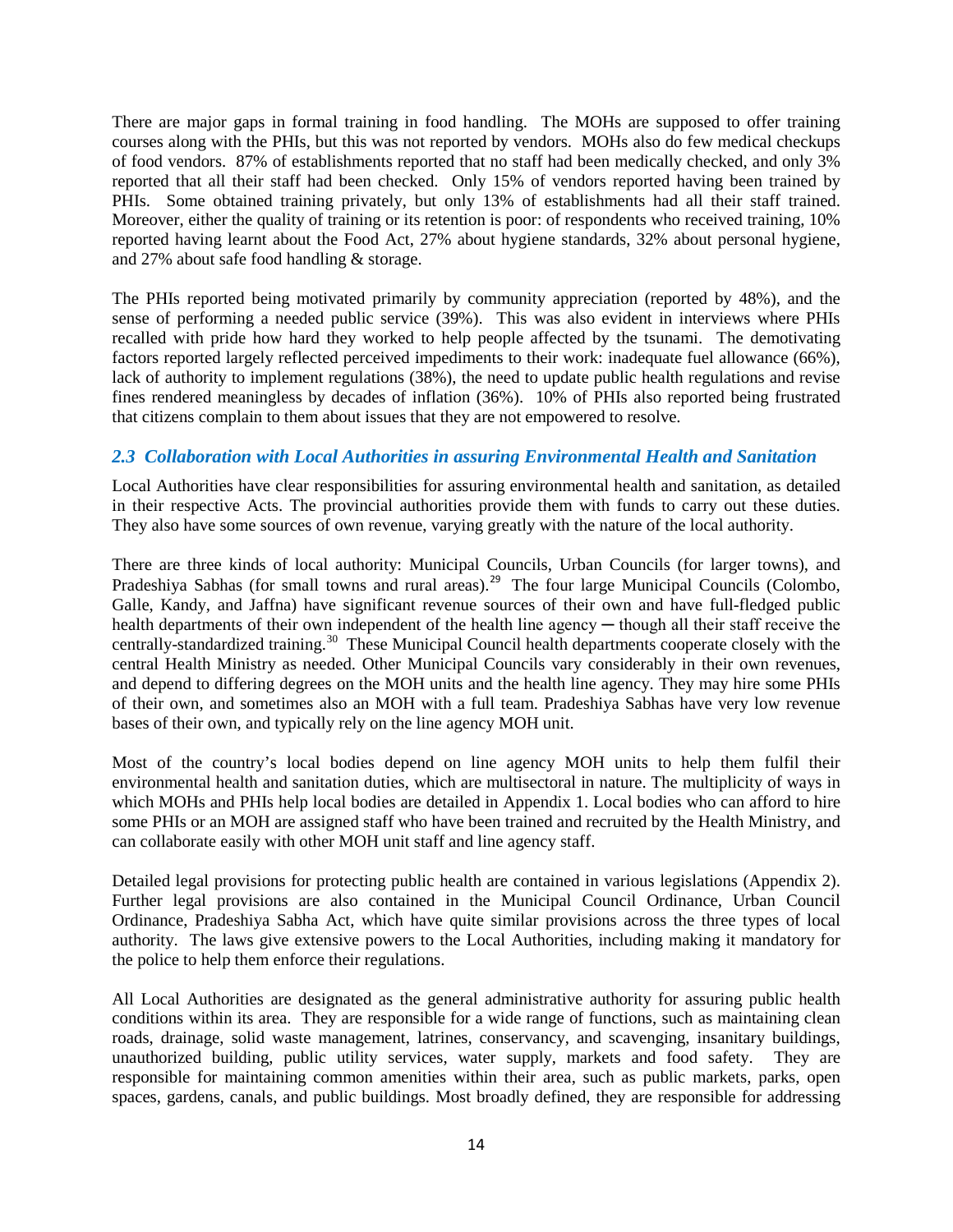There are major gaps in formal training in food handling. The MOHs are supposed to offer training courses along with the PHIs, but this was not reported by vendors. MOHs also do few medical checkups of food vendors. 87% of establishments reported that no staff had been medically checked, and only 3% reported that all their staff had been checked. Only 15% of vendors reported having been trained by PHIs. Some obtained training privately, but only 13% of establishments had all their staff trained. Moreover, either the quality of training or its retention is poor: of respondents who received training, 10% reported having learnt about the Food Act, 27% about hygiene standards, 32% about personal hygiene, and 27% about safe food handling & storage.

The PHIs reported being motivated primarily by community appreciation (reported by 48%), and the sense of performing a needed public service (39%). This was also evident in interviews where PHIs recalled with pride how hard they worked to help people affected by the tsunami. The demotivating factors reported largely reflected perceived impediments to their work: inadequate fuel allowance (66%), lack of authority to implement regulations (38%), the need to update public health regulations and revise fines rendered meaningless by decades of inflation (36%). 10% of PHIs also reported being frustrated that citizens complain to them about issues that they are not empowered to resolve.

### *2.3 Collaboration with Local Authorities in assuring Environmental Health and Sanitation*

Local Authorities have clear responsibilities for assuring environmental health and sanitation, as detailed in their respective Acts. The provincial authorities provide them with funds to carry out these duties. They also have some sources of own revenue, varying greatly with the nature of the local authority.

There are three kinds of local authority: Municipal Councils, Urban Councils (for larger towns), and Pradeshiya Sabhas (for small towns and rural areas).[29] The four large Municipal Councils (Colombo, Galle, Kandy, and Jaffna) have significant revenue sources of their own and have full-fledged public health departments of their own independent of the health line agency ─ though all their staff receive the centrally-standardized training.[30] These Municipal Council health departments cooperate closely with the central Health Ministry as needed. Other Municipal Councils vary considerably in their own revenues, and depend to differing degrees on the MOH units and the health line agency. They may hire some PHIs of their own, and sometimes also an MOH with a full team. Pradeshiya Sabhas have very low revenue bases of their own, and typically rely on the line agency MOH unit.

Most of the country's local bodies depend on line agency MOH units to help them fulfil their environmental health and sanitation duties, which are multisectoral in nature. The multiplicity of ways in which MOHs and PHIs help local bodies are detailed in Appendix 1. Local bodies who can afford to hire some PHIs or an MOH are assigned staff who have been trained and recruited by the Health Ministry, and can collaborate easily with other MOH unit staff and line agency staff.

Detailed legal provisions for protecting public health are contained in various legislations (Appendix 2). Further legal provisions are also contained in the Municipal Council Ordinance, Urban Council Ordinance, Pradeshiya Sabha Act, which have quite similar provisions across the three types of local authority. The laws give extensive powers to the Local Authorities, including making it mandatory for the police to help them enforce their regulations.

All Local Authorities are designated as the general administrative authority for assuring public health conditions within its area. They are responsible for a wide range of functions, such as maintaining clean roads, drainage, solid waste management, latrines, conservancy, and scavenging, insanitary buildings, unauthorized building, public utility services, water supply, markets and food safety. They are responsible for maintaining common amenities within their area, such as public markets, parks, open spaces, gardens, canals, and public buildings. Most broadly defined, they are responsible for addressing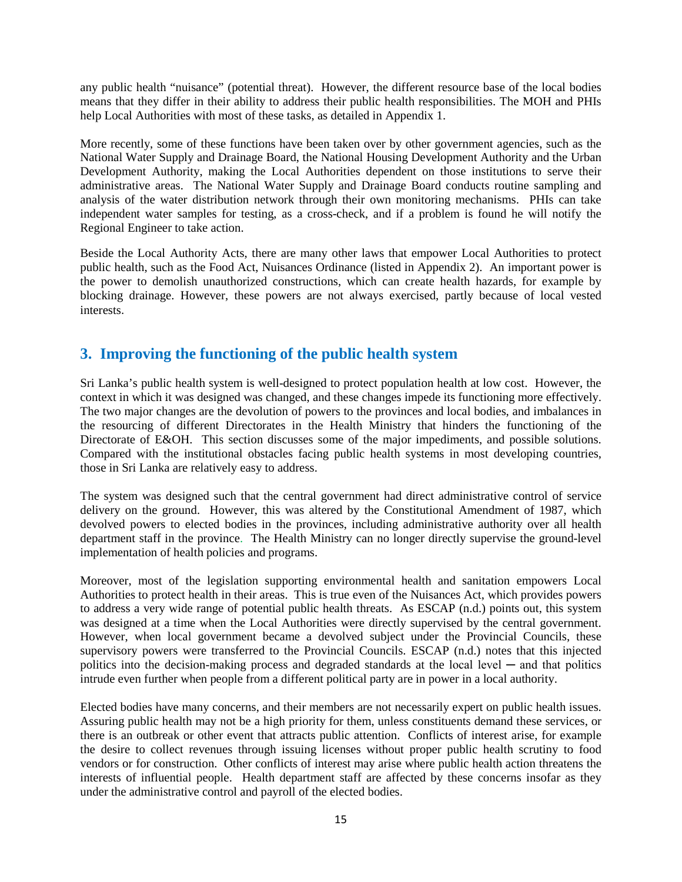any public health "nuisance" (potential threat). However, the different resource base of the local bodies means that they differ in their ability to address their public health responsibilities. The MOH and PHIs help Local Authorities with most of these tasks, as detailed in Appendix 1.

More recently, some of these functions have been taken over by other government agencies, such as the National Water Supply and Drainage Board, the National Housing Development Authority and the Urban Development Authority, making the Local Authorities dependent on those institutions to serve their administrative areas. The National Water Supply and Drainage Board conducts routine sampling and analysis of the water distribution network through their own monitoring mechanisms. PHIs can take independent water samples for testing, as a cross-check, and if a problem is found he will notify the Regional Engineer to take action.

Beside the Local Authority Acts, there are many other laws that empower Local Authorities to protect public health, such as the Food Act, Nuisances Ordinance (listed in Appendix 2). An important power is the power to demolish unauthorized constructions, which can create health hazards, for example by blocking drainage. However, these powers are not always exercised, partly because of local vested interests.

## 3. Improving the functioning of the public health system

Sri Lanka's public health system is well-designed to protect population health at low cost. However, the context in which it was designed was changed, and these changes impede its functioning more effectively. The two major changes are the devolution of powers to the provinces and local bodies, and imbalances in the resourcing of different Directorates in the Health Ministry that hinders the functioning of the Directorate of E&OH. This section discusses some of the major impediments, and possible solutions. Compared with the institutional obstacles facing public health systems in most developing countries, those in Sri Lanka are relatively easy to address.

The system was designed such that the central government had direct administrative control of service delivery on the ground. However, this was altered by the Constitutional Amendment of 1987, which devolved powers to elected bodies in the provinces, including administrative authority over all health department staff in the province. The Health Ministry can no longer directly supervise the ground-level implementation of health policies and programs.

Moreover, most of the legislation supporting environmental health and sanitation empowers Local Authorities to protect health in their areas. This is true even of the Nuisances Act, which provides powers to address a very wide range of potential public health threats. As ESCAP (n.d.) points out, this system was designed at a time when the Local Authorities were directly supervised by the central government. However, when local government became a devolved subject under the Provincial Councils, these supervisory powers were transferred to the Provincial Councils. ESCAP (n.d.) notes that this injected politics into the decision-making process and degraded standards at the local level ─ and that politics intrude even further when people from a different political party are in power in a local authority.

Elected bodies have many concerns, and their members are not necessarily expert on public health issues. Assuring public health may not be a high priority for them, unless constituents demand these services, or there is an outbreak or other event that attracts public attention. Conflicts of interest arise, for example the desire to collect revenues through issuing licenses without proper public health scrutiny to food vendors or for construction. Other conflicts of interest may arise where public health action threatens the interests of influential people. Health department staff are affected by these concerns insofar as they under the administrative control and payroll of the elected bodies.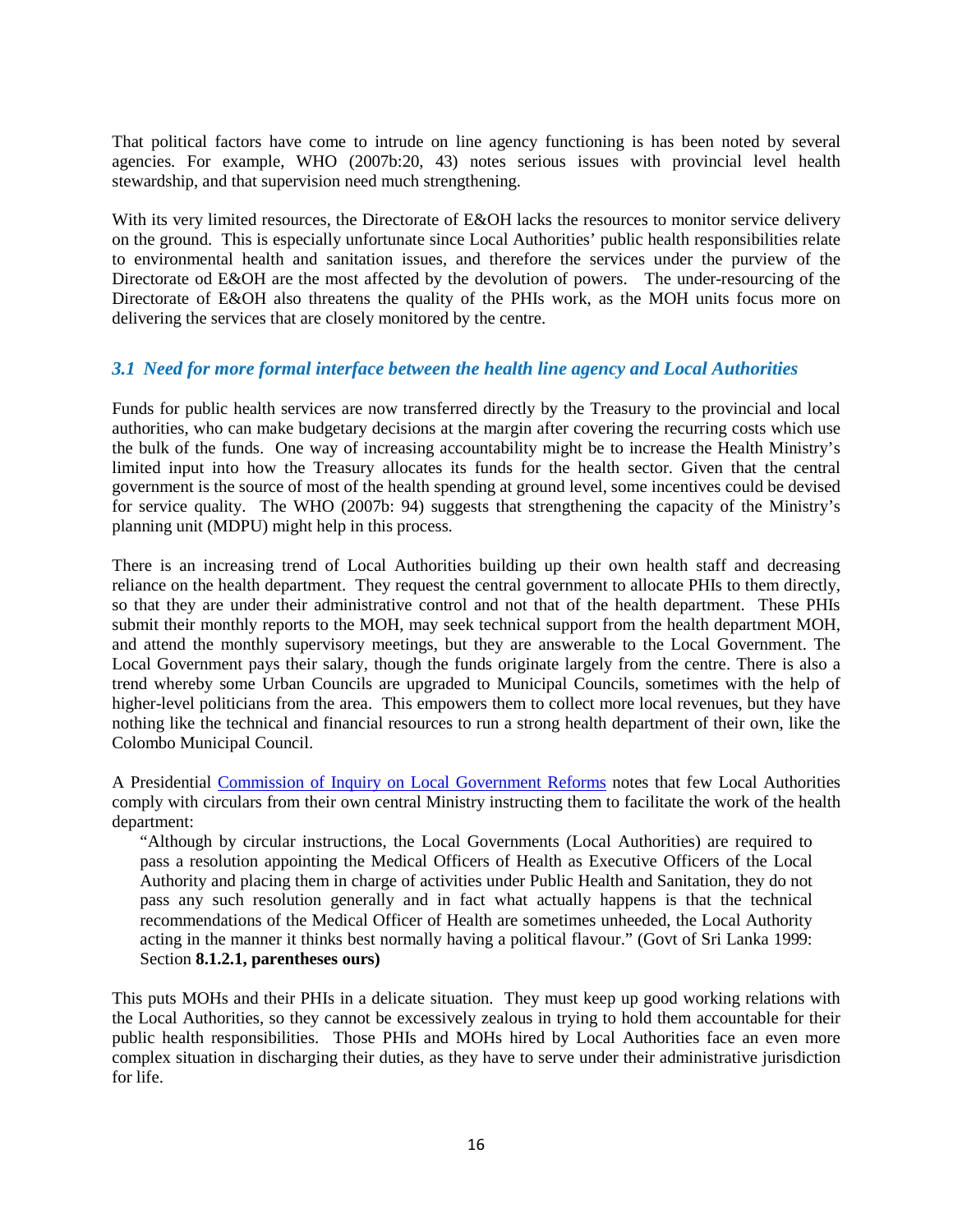That political factors have come to intrude on line agency functioning is has been noted by several agencies. For example, WHO (2007b:20, 43) notes serious issues with provincial level health stewardship, and that supervision need much strengthening.

With its very limited resources, the Directorate of E&OH lacks the resources to monitor service delivery on the ground. This is especially unfortunate since Local Authorities' public health responsibilities relate to environmental health and sanitation issues, and therefore the services under the purview of the Directorate od E&OH are the most affected by the devolution of powers. The under-resourcing of the Directorate of E&OH also threatens the quality of the PHIs work, as the MOH units focus more on delivering the services that are closely monitored by the centre.

### *3.1 Need for more formal interface between the health line agency and Local Authorities*

Funds for public health services are now transferred directly by the Treasury to the provincial and local authorities, who can make budgetary decisions at the margin after covering the recurring costs which use the bulk of the funds. One way of increasing accountability might be to increase the Health Ministry's limited input into how the Treasury allocates its funds for the health sector. Given that the central government is the source of most of the health spending at ground level, some incentives could be devised for service quality. The WHO (2007b: 94) suggests that strengthening the capacity of the Ministry's planning unit (MDPU) might help in this process.

There is an increasing trend of Local Authorities building up their own health staff and decreasing reliance on the health department. They request the central government to allocate PHIs to them directly, so that they are under their administrative control and not that of the health department. These PHIs submit their monthly reports to the MOH, may seek technical support from the health department MOH, and attend the monthly supervisory meetings, but they are answerable to the Local Government. The Local Government pays their salary, though the funds originate largely from the centre. There is also a trend whereby some Urban Councils are upgraded to Municipal Councils, sometimes with the help of higher-level politicians from the area. This empowers them to collect more local revenues, but they have nothing like the technical and financial resources to run a strong health department of their own, like the Colombo Municipal Council.

A Presidential Commission of Inquiry on Local Government Reforms notes that few Local Authorities comply with circulars from their own central Ministry instructing them to facilitate the work of the health department:

> "Although by circular instructions, the Local Governments (Local Authorities) are required to pass a resolution appointing the Medical Officers of Health as Executive Officers of the Local Authority and placing them in charge of activities under Public Health and Sanitation, they do not pass any such resolution generally and in fact what actually happens is that the technical recommendations of the Medical Officer of Health are sometimes unheeded, the Local Authority acting in the manner it thinks best normally having a political flavour." (Govt of Sri Lanka 1999: Section **8.1.2.1, parentheses ours)**

This puts MOHs and their PHIs in a delicate situation. They must keep up good working relations with the Local Authorities, so they cannot be excessively zealous in trying to hold them accountable for their public health responsibilities. Those PHIs and MOHs hired by Local Authorities face an even more complex situation in discharging their duties, as they have to serve under their administrative jurisdiction for life.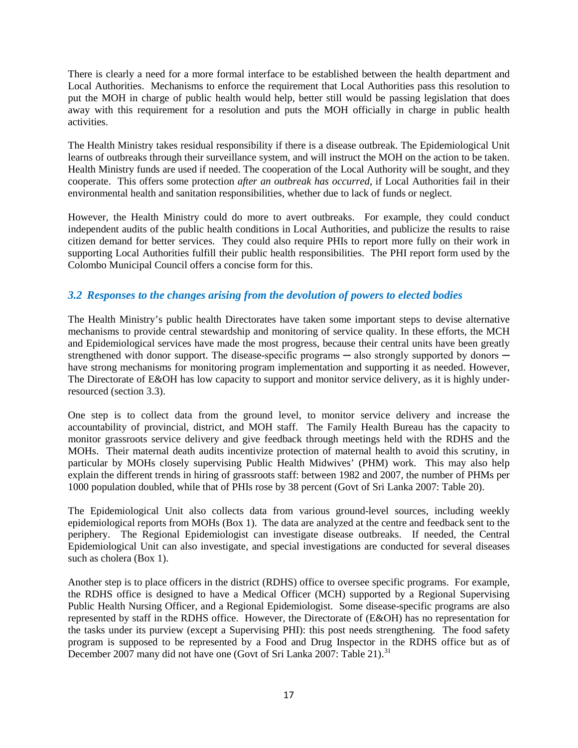There is clearly a need for a more formal interface to be established between the health department and Local Authorities. Mechanisms to enforce the requirement that Local Authorities pass this resolution to put the MOH in charge of public health would help, better still would be passing legislation that does away with this requirement for a resolution and puts the MOH officially in charge in public health activities.

The Health Ministry takes residual responsibility if there is a disease outbreak. The Epidemiological Unit learns of outbreaks through their surveillance system, and will instruct the MOH on the action to be taken. Health Ministry funds are used if needed. The cooperation of the Local Authority will be sought, and they cooperate. This offers some protection *after an outbreak has occurred*, if Local Authorities fail in their environmental health and sanitation responsibilities, whether due to lack of funds or neglect.

However, the Health Ministry could do more to avert outbreaks. For example, they could conduct independent audits of the public health conditions in Local Authorities, and publicize the results to raise citizen demand for better services. They could also require PHIs to report more fully on their work in supporting Local Authorities fulfill their public health responsibilities. The PHI report form used by the Colombo Municipal Council offers a concise form for this.

### *3.2 Responses to the changes arising from the devolution of powers to elected bodies*

The Health Ministry's public health Directorates have taken some important steps to devise alternative mechanisms to provide central stewardship and monitoring of service quality. In these efforts, the MCH and Epidemiological services have made the most progress, because their central units have been greatly strengthened with donor support. The disease-specific programs ─ also strongly supported by donors ─ have strong mechanisms for monitoring program implementation and supporting it as needed. However, The Directorate of E&OH has low capacity to support and monitor service delivery, as it is highly under-resourced (section 3.3).

One step is to collect data from the ground level, to monitor service delivery and increase the accountability of provincial, district, and MOH staff. The Family Health Bureau has the capacity to monitor grassroots service delivery and give feedback through meetings held with the RDHS and the MOHs. Their maternal death audits incentivize protection of maternal health to avoid this scrutiny, in particular by MOHs closely supervising Public Health Midwives' (PHM) work. This may also help explain the different trends in hiring of grassroots staff: between 1982 and 2007, the number of PHMs per 1000 population doubled, while that of PHIs rose by 38 percent (Govt of Sri Lanka 2007: Table 20).

The Epidemiological Unit also collects data from various ground-level sources, including weekly epidemiological reports from MOHs (Box 1). The data are analyzed at the centre and feedback sent to the periphery. The Regional Epidemiologist can investigate disease outbreaks. If needed, the Central Epidemiological Unit can also investigate, and special investigations are conducted for several diseases such as cholera (Box 1).

Another step is to place officers in the district (RDHS) office to oversee specific programs. For example, the RDHS office is designed to have a Medical Officer (MCH) supported by a Regional Supervising Public Health Nursing Officer, and a Regional Epidemiologist. Some disease-specific programs are also represented by staff in the RDHS office. However, the Directorate of (E&OH) has no representation for the tasks under its purview (except a Supervising PHI): this post needs strengthening. The food safety program is supposed to be represented by a Food and Drug Inspector in the RDHS office but as of December 2007 many did not have one (Govt of Sri Lanka 2007: Table 21).[31]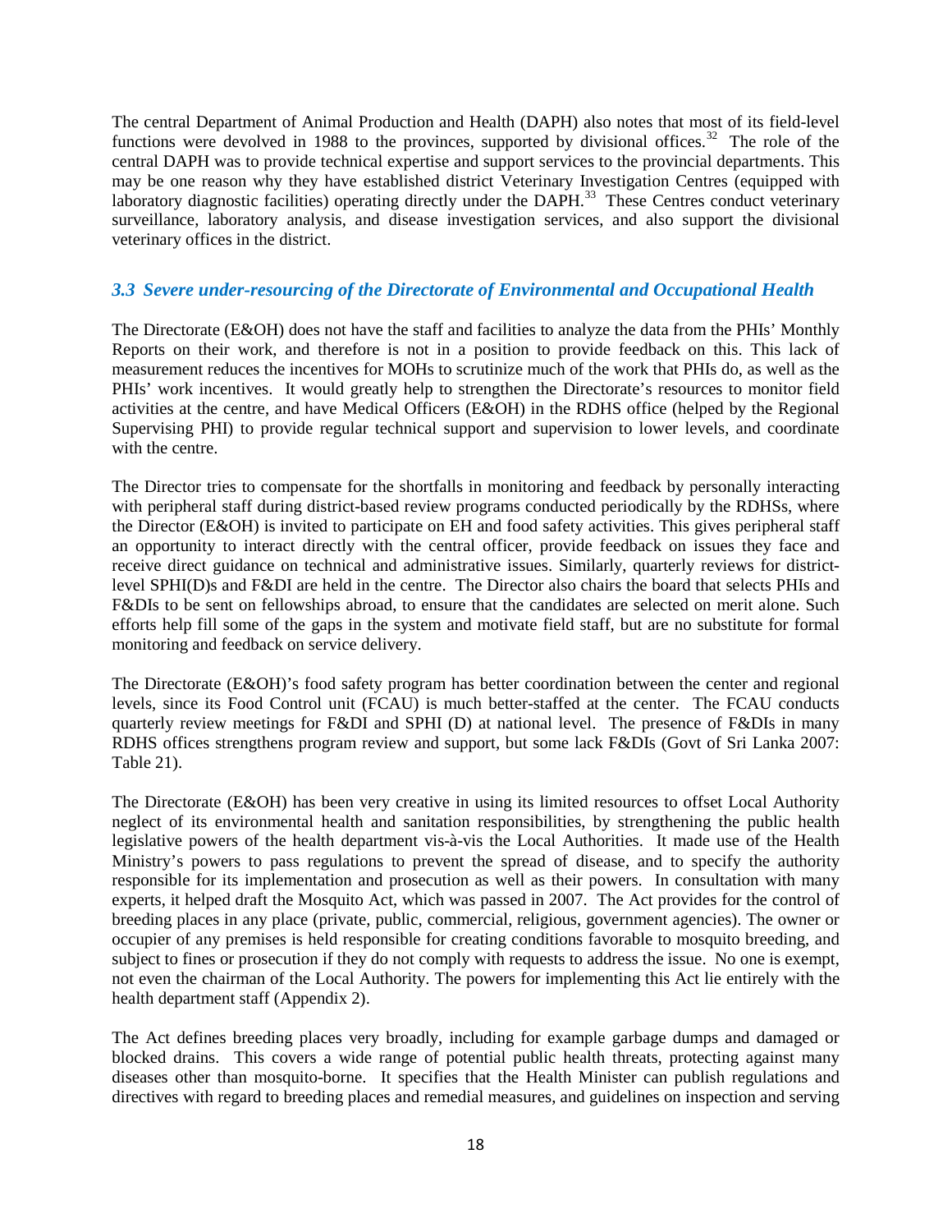The central Department of Animal Production and Health (DAPH) also notes that most of its field-level functions were devolved in 1988 to the provinces, supported by divisional offices.[32] The role of the central DAPH was to provide technical expertise and support services to the provincial departments. This may be one reason why they have established district Veterinary Investigation Centres (equipped with laboratory diagnostic facilities) operating directly under the DAPH.[33] These Centres conduct veterinary surveillance, laboratory analysis, and disease investigation services, and also support the divisional veterinary offices in the district.

### *3.3 Severe under-resourcing of the Directorate of Environmental and Occupational Health*

The Directorate (E&OH) does not have the staff and facilities to analyze the data from the PHIs' Monthly Reports on their work, and therefore is not in a position to provide feedback on this. This lack of measurement reduces the incentives for MOHs to scrutinize much of the work that PHIs do, as well as the PHIs' work incentives. It would greatly help to strengthen the Directorate's resources to monitor field activities at the centre, and have Medical Officers (E&OH) in the RDHS office (helped by the Regional Supervising PHI) to provide regular technical support and supervision to lower levels, and coordinate with the centre.

The Director tries to compensate for the shortfalls in monitoring and feedback by personally interacting with peripheral staff during district-based review programs conducted periodically by the RDHSs, where the Director (E&OH) is invited to participate on EH and food safety activities. This gives peripheral staff an opportunity to interact directly with the central officer, provide feedback on issues they face and receive direct guidance on technical and administrative issues. Similarly, quarterly reviews for district-level SPHI(D)s and F&DI are held in the centre. The Director also chairs the board that selects PHIs and F&DIs to be sent on fellowships abroad, to ensure that the candidates are selected on merit alone. Such efforts help fill some of the gaps in the system and motivate field staff, but are no substitute for formal monitoring and feedback on service delivery.

The Directorate (E&OH)'s food safety program has better coordination between the center and regional levels, since its Food Control unit (FCAU) is much better-staffed at the center. The FCAU conducts quarterly review meetings for F&DI and SPHI (D) at national level. The presence of F&DIs in many RDHS offices strengthens program review and support, but some lack F&DIs (Govt of Sri Lanka 2007: Table 21).

The Directorate (E&OH) has been very creative in using its limited resources to offset Local Authority neglect of its environmental health and sanitation responsibilities, by strengthening the public health legislative powers of the health department vis-à-vis the Local Authorities. It made use of the Health Ministry's powers to pass regulations to prevent the spread of disease, and to specify the authority responsible for its implementation and prosecution as well as their powers. In consultation with many experts, it helped draft the Mosquito Act, which was passed in 2007. The Act provides for the control of breeding places in any place (private, public, commercial, religious, government agencies). The owner or occupier of any premises is held responsible for creating conditions favorable to mosquito breeding, and subject to fines or prosecution if they do not comply with requests to address the issue. No one is exempt, not even the chairman of the Local Authority. The powers for implementing this Act lie entirely with the health department staff (Appendix 2).

The Act defines breeding places very broadly, including for example garbage dumps and damaged or blocked drains. This covers a wide range of potential public health threats, protecting against many diseases other than mosquito-borne. It specifies that the Health Minister can publish regulations and directives with regard to breeding places and remedial measures, and guidelines on inspection and serving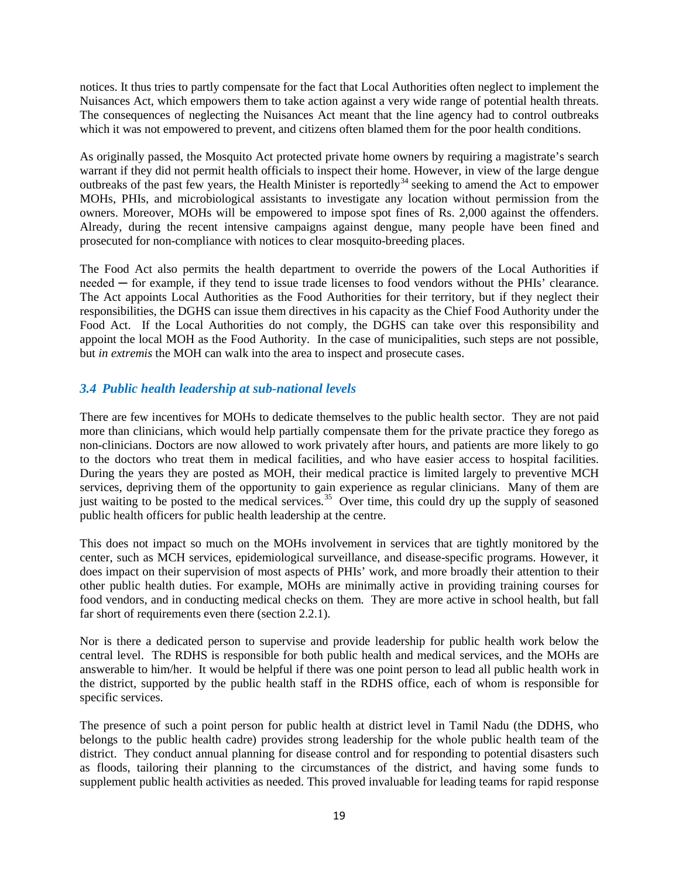notices. It thus tries to partly compensate for the fact that Local Authorities often neglect to implement the Nuisances Act, which empowers them to take action against a very wide range of potential health threats. The consequences of neglecting the Nuisances Act meant that the line agency had to control outbreaks which it was not empowered to prevent, and citizens often blamed them for the poor health conditions.

As originally passed, the Mosquito Act protected private home owners by requiring a magistrate's search warrant if they did not permit health officials to inspect their home. However, in view of the large dengue outbreaks of the past few years, the Health Minister is reportedly[34] seeking to amend the Act to empower MOHs, PHIs, and microbiological assistants to investigate any location without permission from the owners. Moreover, MOHs will be empowered to impose spot fines of Rs. 2,000 against the offenders. Already, during the recent intensive campaigns against dengue, many people have been fined and prosecuted for non-compliance with notices to clear mosquito-breeding places.

The Food Act also permits the health department to override the powers of the Local Authorities if needed ─ for example, if they tend to issue trade licenses to food vendors without the PHIs' clearance. The Act appoints Local Authorities as the Food Authorities for their territory, but if they neglect their responsibilities, the DGHS can issue them directives in his capacity as the Chief Food Authority under the Food Act. If the Local Authorities do not comply, the DGHS can take over this responsibility and appoint the local MOH as the Food Authority. In the case of municipalities, such steps are not possible, but *in extremis* the MOH can walk into the area to inspect and prosecute cases.

### *3.4 Public health leadership at sub-national levels*

There are few incentives for MOHs to dedicate themselves to the public health sector. They are not paid more than clinicians, which would help partially compensate them for the private practice they forego as non-clinicians. Doctors are now allowed to work privately after hours, and patients are more likely to go to the doctors who treat them in medical facilities, and who have easier access to hospital facilities. During the years they are posted as MOH, their medical practice is limited largely to preventive MCH services, depriving them of the opportunity to gain experience as regular clinicians. Many of them are just waiting to be posted to the medical services.[35] Over time, this could dry up the supply of seasoned public health officers for public health leadership at the centre.

This does not impact so much on the MOHs involvement in services that are tightly monitored by the center, such as MCH services, epidemiological surveillance, and disease-specific programs. However, it does impact on their supervision of most aspects of PHIs' work, and more broadly their attention to their other public health duties. For example, MOHs are minimally active in providing training courses for food vendors, and in conducting medical checks on them. They are more active in school health, but fall far short of requirements even there (section 2.2.1).

Nor is there a dedicated person to supervise and provide leadership for public health work below the central level. The RDHS is responsible for both public health and medical services, and the MOHs are answerable to him/her. It would be helpful if there was one point person to lead all public health work in the district, supported by the public health staff in the RDHS office, each of whom is responsible for specific services.

The presence of such a point person for public health at district level in Tamil Nadu (the DDHS, who belongs to the public health cadre) provides strong leadership for the whole public health team of the district. They conduct annual planning for disease control and for responding to potential disasters such as floods, tailoring their planning to the circumstances of the district, and having some funds to supplement public health activities as needed. This proved invaluable for leading teams for rapid response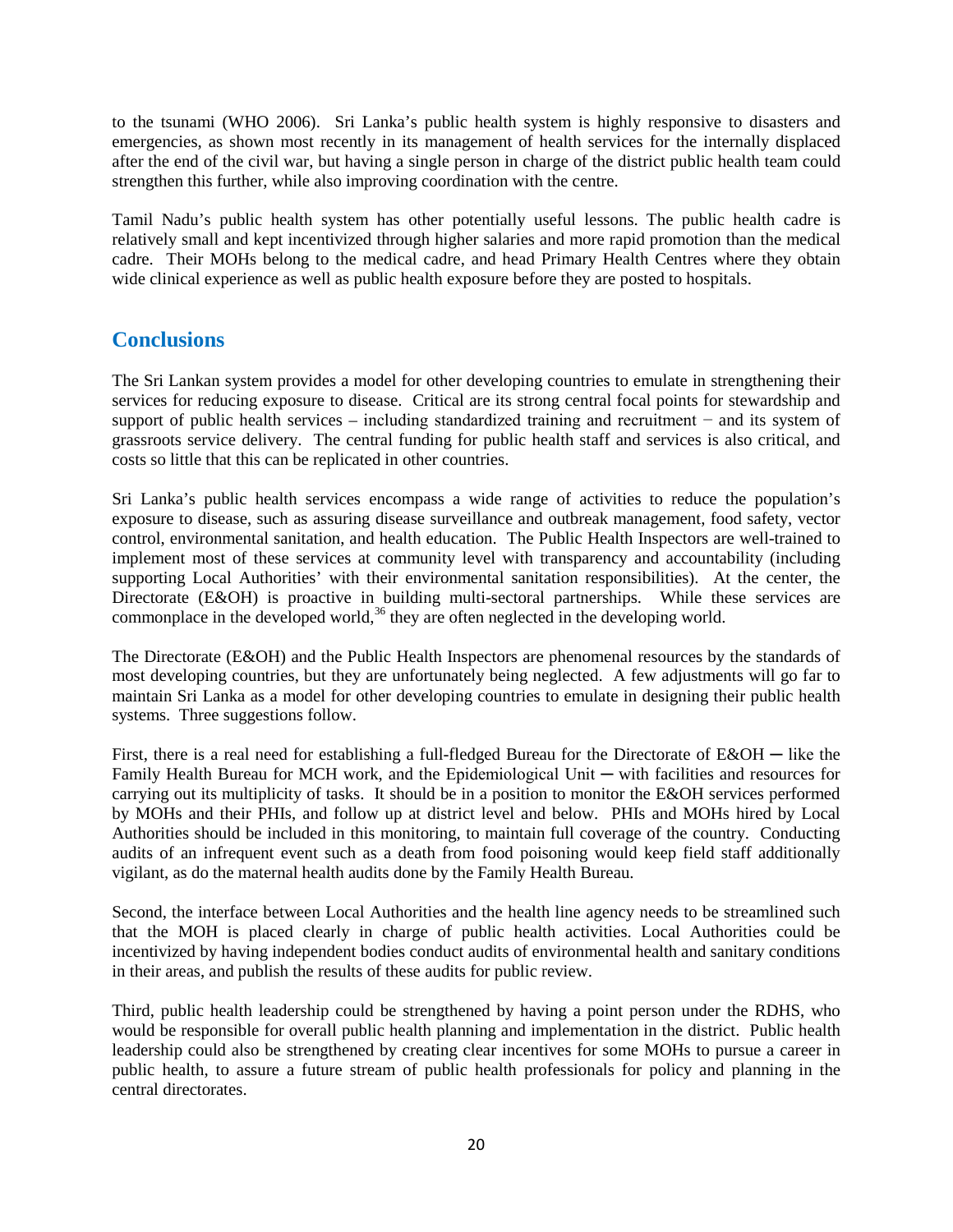to the tsunami (WHO 2006). Sri Lanka's public health system is highly responsive to disasters and emergencies, as shown most recently in its management of health services for the internally displaced after the end of the civil war, but having a single person in charge of the district public health team could strengthen this further, while also improving coordination with the centre.

Tamil Nadu's public health system has other potentially useful lessons. The public health cadre is relatively small and kept incentivized through higher salaries and more rapid promotion than the medical cadre. Their MOHs belong to the medical cadre, and head Primary Health Centres where they obtain wide clinical experience as well as public health exposure before they are posted to hospitals.

## Conclusions

The Sri Lankan system provides a model for other developing countries to emulate in strengthening their services for reducing exposure to disease. Critical are its strong central focal points for stewardship and support of public health services – including standardized training and recruitment − and its system of grassroots service delivery. The central funding for public health staff and services is also critical, and costs so little that this can be replicated in other countries.

Sri Lanka's public health services encompass a wide range of activities to reduce the population's exposure to disease, such as assuring disease surveillance and outbreak management, food safety, vector control, environmental sanitation, and health education. The Public Health Inspectors are well-trained to implement most of these services at community level with transparency and accountability (including supporting Local Authorities' with their environmental sanitation responsibilities). At the center, the Directorate (E&OH) is proactive in building multi-sectoral partnerships. While these services are commonplace in the developed world,[36] they are often neglected in the developing world.

The Directorate (E&OH) and the Public Health Inspectors are phenomenal resources by the standards of most developing countries, but they are unfortunately being neglected. A few adjustments will go far to maintain Sri Lanka as a model for other developing countries to emulate in designing their public health systems. Three suggestions follow.

First, there is a real need for establishing a full-fledged Bureau for the Directorate of E&OH ─ like the Family Health Bureau for MCH work, and the Epidemiological Unit ─ with facilities and resources for carrying out its multiplicity of tasks. It should be in a position to monitor the E&OH services performed by MOHs and their PHIs, and follow up at district level and below. PHIs and MOHs hired by Local Authorities should be included in this monitoring, to maintain full coverage of the country. Conducting audits of an infrequent event such as a death from food poisoning would keep field staff additionally vigilant, as do the maternal health audits done by the Family Health Bureau.

Second, the interface between Local Authorities and the health line agency needs to be streamlined such that the MOH is placed clearly in charge of public health activities. Local Authorities could be incentivized by having independent bodies conduct audits of environmental health and sanitary conditions in their areas, and publish the results of these audits for public review.

Third, public health leadership could be strengthened by having a point person under the RDHS, who would be responsible for overall public health planning and implementation in the district. Public health leadership could also be strengthened by creating clear incentives for some MOHs to pursue a career in public health, to assure a future stream of public health professionals for policy and planning in the central directorates.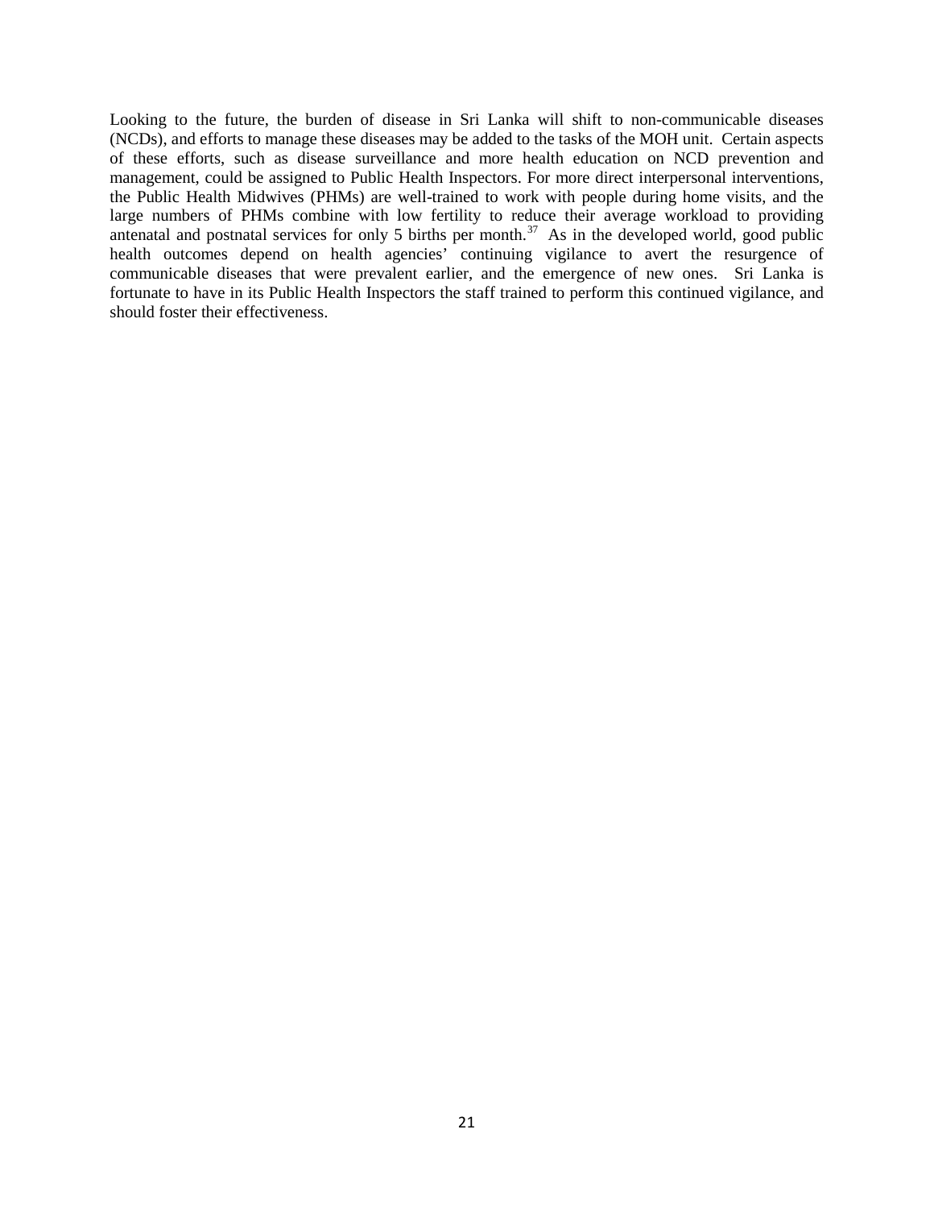Looking to the future, the burden of disease in Sri Lanka will shift to non-communicable diseases (NCDs), and efforts to manage these diseases may be added to the tasks of the MOH unit. Certain aspects of these efforts, such as disease surveillance and more health education on NCD prevention and management, could be assigned to Public Health Inspectors. For more direct interpersonal interventions, the Public Health Midwives (PHMs) are well-trained to work with people during home visits, and the large numbers of PHMs combine with low fertility to reduce their average workload to providing antenatal and postnatal services for only 5 births per month.[37] As in the developed world, good public health outcomes depend on health agencies' continuing vigilance to avert the resurgence of communicable diseases that were prevalent earlier, and the emergence of new ones. Sri Lanka is fortunate to have in its Public Health Inspectors the staff trained to perform this continued vigilance, and should foster their effectiveness.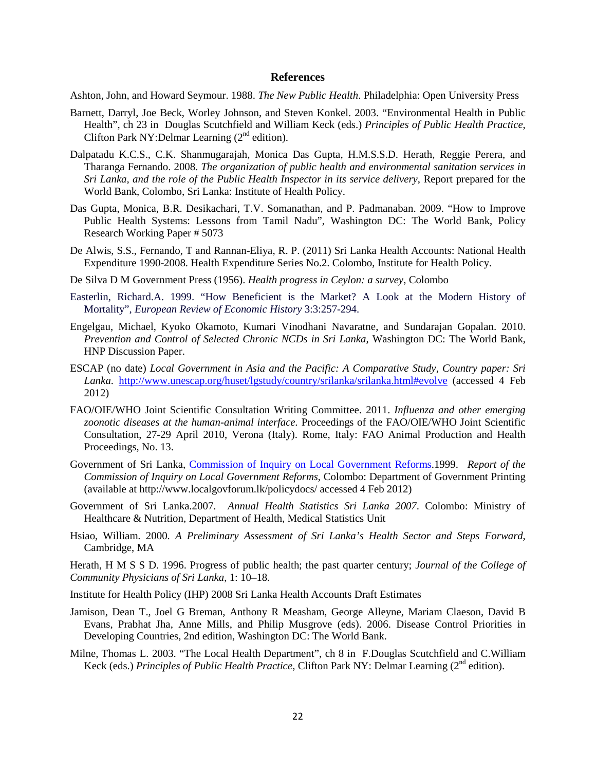## References

Ashton, John, and Howard Seymour. 1988. *The New Public Health*. Philadelphia: Open University Press

Barnett, Darryl, Joe Beck, Worley Johnson, and Steven Konkel. 2003. "Environmental Health in Public Health", ch 23 in Douglas Scutchfield and William Keck (eds.) *Principles of Public Health Practice*, Clifton Park NY:Delmar Learning (2nd edition).

Dalpatadu K.C.S., C.K. Shanmugarajah, Monica Das Gupta, H.M.S.S.D. Herath, Reggie Perera, and Tharanga Fernando. 2008. *The organization of public health and environmental sanitation services in Sri Lanka, and the role of the Public Health Inspector in its service delivery*, Report prepared for the World Bank, Colombo, Sri Lanka: Institute of Health Policy.

Das Gupta, Monica, B.R. Desikachari, T.V. Somanathan, and P. Padmanaban. 2009. "How to Improve Public Health Systems: Lessons from Tamil Nadu", Washington DC: The World Bank, Policy Research Working Paper # 5073

De Alwis, S.S., Fernando, T and Rannan-Eliya, R. P. (2011) Sri Lanka Health Accounts: National Health Expenditure 1990-2008. Health Expenditure Series No.2. Colombo, Institute for Health Policy.

De Silva D M Government Press (1956). *Health progress in Ceylon: a survey*, Colombo

Easterlin, Richard.A. 1999. "How Beneficient is the Market? A Look at the Modern History of Mortality", *European Review of Economic History* 3:3:257-294.

Engelgau, Michael, Kyoko Okamoto, Kumari Vinodhani Navaratne, and Sundarajan Gopalan. 2010. *Prevention and Control of Selected Chronic NCDs in Sri Lanka*, Washington DC: The World Bank, HNP Discussion Paper.

ESCAP (no date) *Local Government in Asia and the Pacific: A Comparative Study, Country paper: Sri Lanka*. http://www.unescap.org/huset/lgstudy/country/srilanka/srilanka.html#evolve (accessed 4 Feb 2012)

FAO/OIE/WHO Joint Scientific Consultation Writing Committee. 2011. *Influenza and other emerging zoonotic diseases at the human-animal interface*. Proceedings of the FAO/OIE/WHO Joint Scientific Consultation, 27-29 April 2010, Verona (Italy). Rome, Italy: FAO Animal Production and Health Proceedings, No. 13.

Government of Sri Lanka, Commission of Inquiry on Local Government Reforms.1999. *Report of the Commission of Inquiry on Local Government Reforms*, Colombo: Department of Government Printing (available at http://www.localgovforum.lk/policydocs/ accessed 4 Feb 2012)

Government of Sri Lanka.2007. *Annual Health Statistics Sri Lanka 2007*. Colombo: Ministry of Healthcare & Nutrition, Department of Health, Medical Statistics Unit

Hsiao, William. 2000. *A Preliminary Assessment of Sri Lanka's Health Sector and Steps Forward*, Cambridge, MA

Herath, H M S S D. 1996. Progress of public health; the past quarter century; *Journal of the College of Community Physicians of Sri Lanka*, 1: 10–18.

Institute for Health Policy (IHP) 2008 Sri Lanka Health Accounts Draft Estimates

Jamison, Dean T., Joel G Breman, Anthony R Measham, George Alleyne, Mariam Claeson, David B Evans, Prabhat Jha, Anne Mills, and Philip Musgrove (eds). 2006. Disease Control Priorities in Developing Countries, 2nd edition, Washington DC: The World Bank.

Milne, Thomas L. 2003. "The Local Health Department", ch 8 in F.Douglas Scutchfield and C.William Keck (eds.) *Principles of Public Health Practice*, Clifton Park NY: Delmar Learning (2nd edition).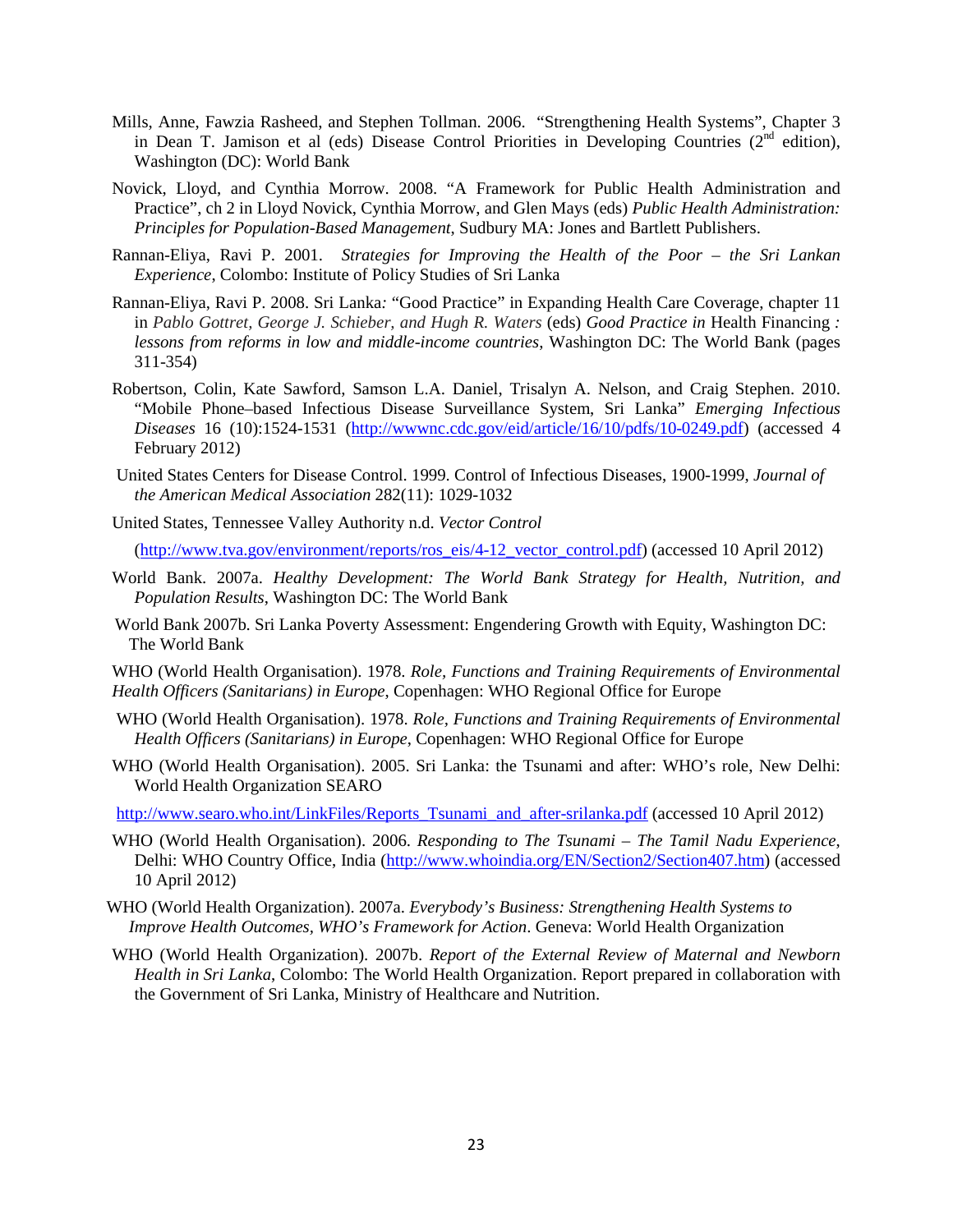Mills, Anne, Fawzia Rasheed, and Stephen Tollman. 2006. "Strengthening Health Systems", Chapter 3 in Dean T. Jamison et al (eds) Disease Control Priorities in Developing Countries (2nd edition), Washington (DC): World Bank

Novick, Lloyd, and Cynthia Morrow. 2008. "A Framework for Public Health Administration and Practice", ch 2 in Lloyd Novick, Cynthia Morrow, and Glen Mays (eds) *Public Health Administration: Principles for Population-Based Management*, Sudbury MA: Jones and Bartlett Publishers.

Rannan-Eliya, Ravi P. 2001. *Strategies for Improving the Health of the Poor – the Sri Lankan Experience*, Colombo: Institute of Policy Studies of Sri Lanka

Rannan-Eliya, Ravi P. 2008. Sri Lanka*:* "Good Practice" in Expanding Health Care Coverage, chapter 11 in *Pablo Gottret, George J. Schieber, and Hugh R. Waters* (eds) *Good Practice in* Health Financing *: lessons from reforms in low and middle-income countries,* Washington DC: The World Bank (pages 311-354)

Robertson, Colin, Kate Sawford, Samson L.A. Daniel, Trisalyn A. Nelson, and Craig Stephen. 2010. "Mobile Phone–based Infectious Disease Surveillance System, Sri Lanka" *Emerging Infectious Diseases* 16 (10):1524-1531 (http://wwwnc.cdc.gov/eid/article/16/10/pdfs/10-0249.pdf) (accessed 4 February 2012)

United States Centers for Disease Control. 1999. Control of Infectious Diseases, 1900-1999, *Journal of the American Medical Association* 282(11): 1029-1032

United States, Tennessee Valley Authority n.d. *Vector Control*

(http://www.tva.gov/environment/reports/ros_eis/4-12_vector_control.pdf) (accessed 10 April 2012)

World Bank. 2007a. *Healthy Development: The World Bank Strategy for Health, Nutrition, and Population Results*, Washington DC: The World Bank

World Bank 2007b. Sri Lanka Poverty Assessment: Engendering Growth with Equity, Washington DC: The World Bank

WHO (World Health Organisation). 1978. *Role, Functions and Training Requirements of Environmental Health Officers (Sanitarians) in Europe*, Copenhagen: WHO Regional Office for Europe

WHO (World Health Organisation). 1978. *Role, Functions and Training Requirements of Environmental Health Officers (Sanitarians) in Europe*, Copenhagen: WHO Regional Office for Europe

WHO (World Health Organisation). 2005. Sri Lanka: the Tsunami and after: WHO's role, New Delhi: World Health Organization SEARO

http://www.searo.who.int/LinkFiles/Reports_Tsunami_and_after-srilanka.pdf (accessed 10 April 2012)

WHO (World Health Organisation). 2006. *Responding to The Tsunami – The Tamil Nadu Experience*, Delhi: WHO Country Office, India (http://www.whoindia.org/EN/Section2/Section407.htm) (accessed 10 April 2012)

WHO (World Health Organization). 2007a. *Everybody's Business: Strengthening Health Systems to Improve Health Outcomes, WHO's Framework for Action*. Geneva: World Health Organization

WHO (World Health Organization). 2007b. *Report of the External Review of Maternal and Newborn Health in Sri Lanka*, Colombo: The World Health Organization. Report prepared in collaboration with the Government of Sri Lanka, Ministry of Healthcare and Nutrition.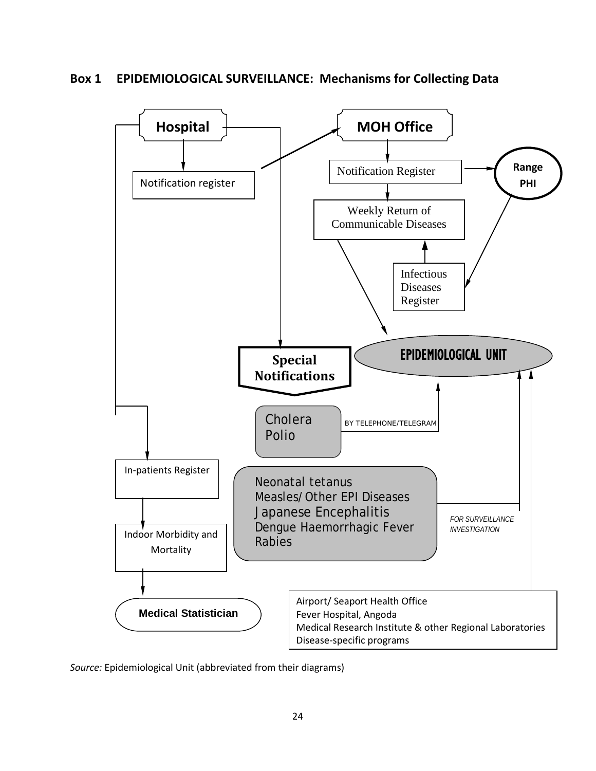**Box 1 EPIDEMIOLOGICAL SURVEILLANCE: Mechanisms for Collecting Data**

Hospital

Notification register

MOH Office

Notification Register

Range PHI

Weekly Return of Communicable Diseases

Infectious Diseases Register

EPIDEMIOLOGICAL UNIT

Special Notifications

Cholera
Polio

BY TELEPHONE/TELEGRAM

In-patients Register

Neonatal tetanus
Measles/Other EPI Diseases
Japanese Encephalitis
Dengue Haemorrhagic Fever
Rabies

FOR SURVEILLANCE INVESTIGATION

Indoor Morbidity and Mortality

Medical Statistician

Airport/ Seaport Health Office
Fever Hospital, Angoda
Medical Research Institute & other Regional Laboratories
Disease-specific programs

*Source:* Epidemiological Unit (abbreviated from their diagrams)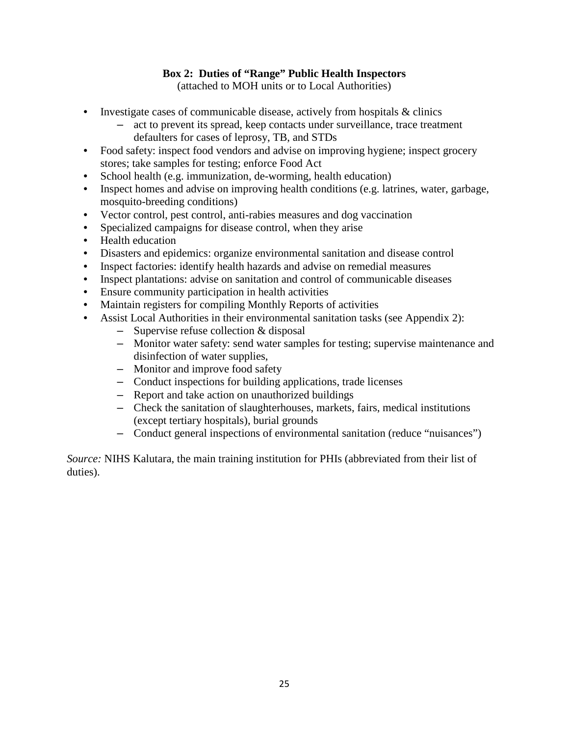**Box 2: Duties of "Range" Public Health Inspectors**

(attached to MOH units or to Local Authorities)

- Investigate cases of communicable disease, actively from hospitals & clinics
  - act to prevent its spread, keep contacts under surveillance, trace treatment defaulters for cases of leprosy, TB, and STDs
- Food safety: inspect food vendors and advise on improving hygiene; inspect grocery stores; take samples for testing; enforce Food Act
- School health (e.g. immunization, de-worming, health education)
- Inspect homes and advise on improving health conditions (e.g. latrines, water, garbage, mosquito-breeding conditions)
- Vector control, pest control, anti-rabies measures and dog vaccination
- Specialized campaigns for disease control, when they arise
- Health education
- Disasters and epidemics: organize environmental sanitation and disease control
- Inspect factories: identify health hazards and advise on remedial measures
- Inspect plantations: advise on sanitation and control of communicable diseases
- Ensure community participation in health activities
- Maintain registers for compiling Monthly Reports of activities
- Assist Local Authorities in their environmental sanitation tasks (see Appendix 2):
  - Supervise refuse collection & disposal
  - Monitor water safety: send water samples for testing; supervise maintenance and disinfection of water supplies,
  - Monitor and improve food safety
  - Conduct inspections for building applications, trade licenses
  - Report and take action on unauthorized buildings
  - Check the sanitation of slaughterhouses, markets, fairs, medical institutions (except tertiary hospitals), burial grounds
  - Conduct general inspections of environmental sanitation (reduce "nuisances")

*Source:* NIHS Kalutara, the main training institution for PHIs (abbreviated from their list of duties).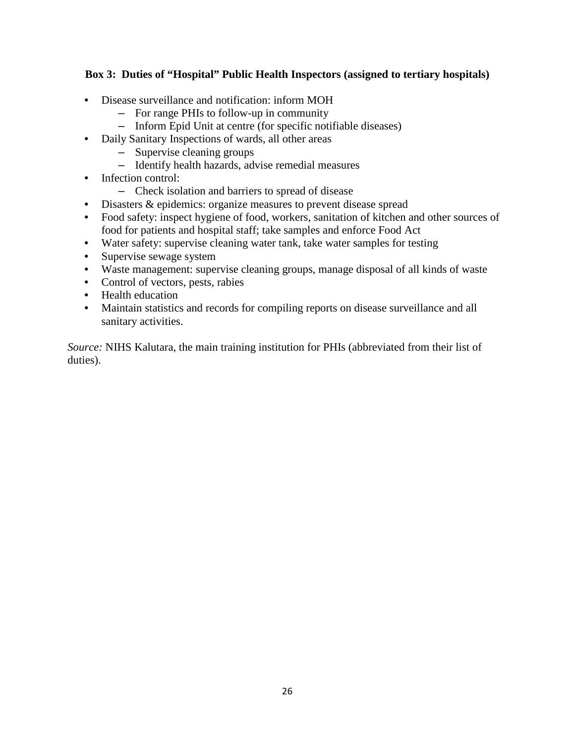**Box 3: Duties of "Hospital" Public Health Inspectors (assigned to tertiary hospitals)**

- Disease surveillance and notification: inform MOH
  - For range PHIs to follow-up in community
  - Inform Epid Unit at centre (for specific notifiable diseases)
- Daily Sanitary Inspections of wards, all other areas
  - Supervise cleaning groups
  - Identify health hazards, advise remedial measures
- Infection control:
  - Check isolation and barriers to spread of disease
- Disasters & epidemics: organize measures to prevent disease spread
- Food safety: inspect hygiene of food, workers, sanitation of kitchen and other sources of food for patients and hospital staff; take samples and enforce Food Act
- Water safety: supervise cleaning water tank, take water samples for testing
- Supervise sewage system
- Waste management: supervise cleaning groups, manage disposal of all kinds of waste
- Control of vectors, pests, rabies
- Health education
- Maintain statistics and records for compiling reports on disease surveillance and all sanitary activities.

*Source:* NIHS Kalutara, the main training institution for PHIs (abbreviated from their list of duties).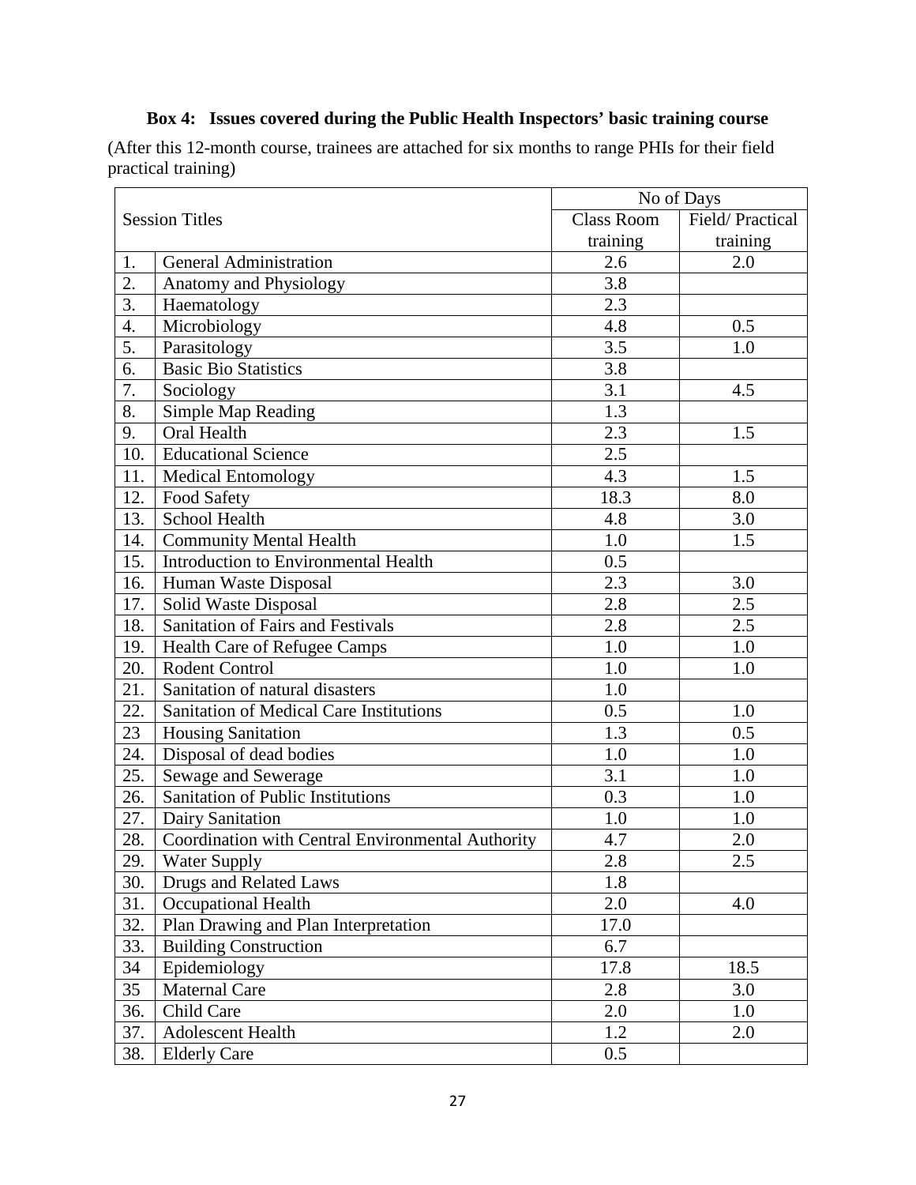**Box 4: Issues covered during the Public Health Inspectors' basic training course**

(After this 12-month course, trainees are attached for six months to range PHIs for their field practical training)

| Session Titles | | No of Days | |
|---|---|---|---|
| | | Class Room training | Field/ Practical training |
| 1. | General Administration | 2.6 | 2.0 |
| 2. | Anatomy and Physiology | 3.8 | |
| 3. | Haematology | 2.3 | |
| 4. | Microbiology | 4.8 | 0.5 |
| 5. | Parasitology | 3.5 | 1.0 |
| 6. | Basic Bio Statistics | 3.8 | |
| 7. | Sociology | 3.1 | 4.5 |
| 8. | Simple Map Reading | 1.3 | |
| 9. | Oral Health | 2.3 | 1.5 |
| 10. | Educational Science | 2.5 | |
| 11. | Medical Entomology | 4.3 | 1.5 |
| 12. | Food Safety | 18.3 | 8.0 |
| 13. | School Health | 4.8 | 3.0 |
| 14. | Community Mental Health | 1.0 | 1.5 |
| 15. | Introduction to Environmental Health | 0.5 | |
| 16. | Human Waste Disposal | 2.3 | 3.0 |
| 17. | Solid Waste Disposal | 2.8 | 2.5 |
| 18. | Sanitation of Fairs and Festivals | 2.8 | 2.5 |
| 19. | Health Care of Refugee Camps | 1.0 | 1.0 |
| 20. | Rodent Control | 1.0 | 1.0 |
| 21. | Sanitation of natural disasters | 1.0 | |
| 22. | Sanitation of Medical Care Institutions | 0.5 | 1.0 |
| 23 | Housing Sanitation | 1.3 | 0.5 |
| 24. | Disposal of dead bodies | 1.0 | 1.0 |
| 25. | Sewage and Sewerage | 3.1 | 1.0 |
| 26. | Sanitation of Public Institutions | 0.3 | 1.0 |
| 27. | Dairy Sanitation | 1.0 | 1.0 |
| 28. | Coordination with Central Environmental Authority | 4.7 | 2.0 |
| 29. | Water Supply | 2.8 | 2.5 |
| 30. | Drugs and Related Laws | 1.8 | |
| 31. | Occupational Health | 2.0 | 4.0 |
| 32. | Plan Drawing and Plan Interpretation | 17.0 | |
| 33. | Building Construction | 6.7 | |
| 34 | Epidemiology | 17.8 | 18.5 |
| 35 | Maternal Care | 2.8 | 3.0 |
| 36. | Child Care | 2.0 | 1.0 |
| 37. | Adolescent Health | 1.2 | 2.0 |
| 38. | Elderly Care | 0.5 | |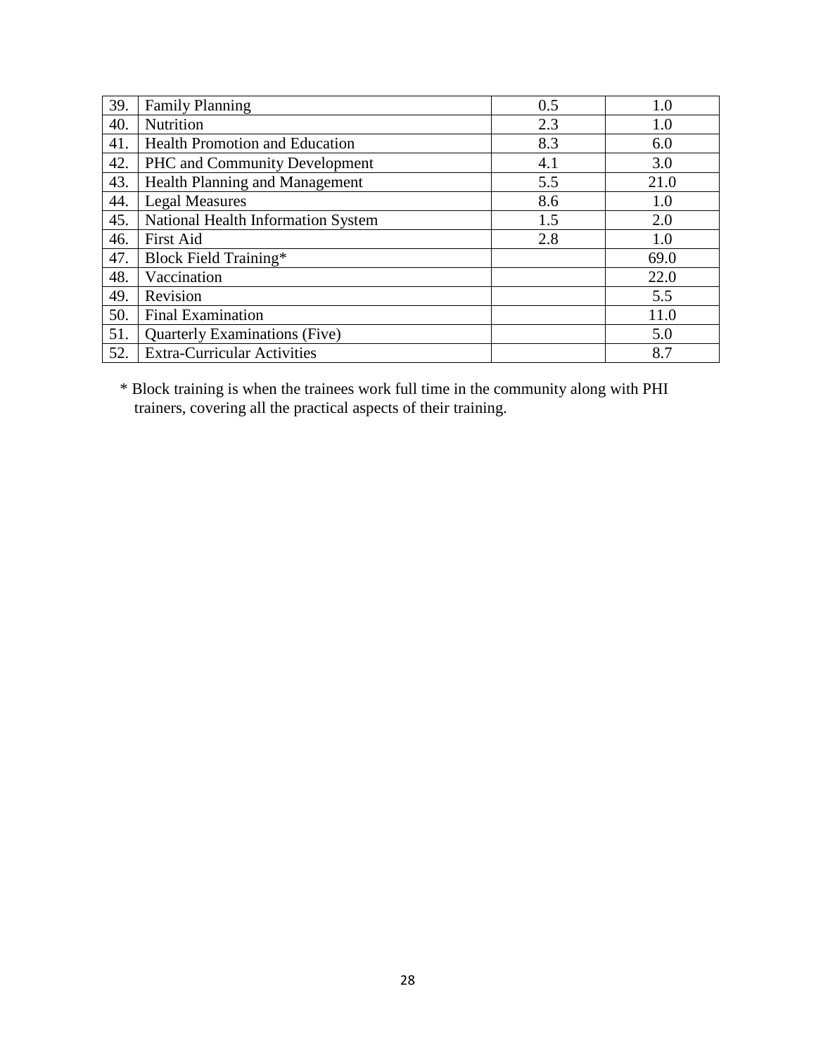| 39. | Family Planning | 0.5 | 1.0 |
|---|---|---|---|
| 40. | Nutrition | 2.3 | 1.0 |
| 41. | Health Promotion and Education | 8.3 | 6.0 |
| 42. | PHC and Community Development | 4.1 | 3.0 |
| 43. | Health Planning and Management | 5.5 | 21.0 |
| 44. | Legal Measures | 8.6 | 1.0 |
| 45. | National Health Information System | 1.5 | 2.0 |
| 46. | First Aid | 2.8 | 1.0 |
| 47. | Block Field Training* | | 69.0 |
| 48. | Vaccination | | 22.0 |
| 49. | Revision | | 5.5 |
| 50. | Final Examination | | 11.0 |
| 51. | Quarterly Examinations (Five) | | 5.0 |
| 52. | Extra-Curricular Activities | | 8.7 |

* Block training is when the trainees work full time in the community along with PHI trainers, covering all the practical aspects of their training.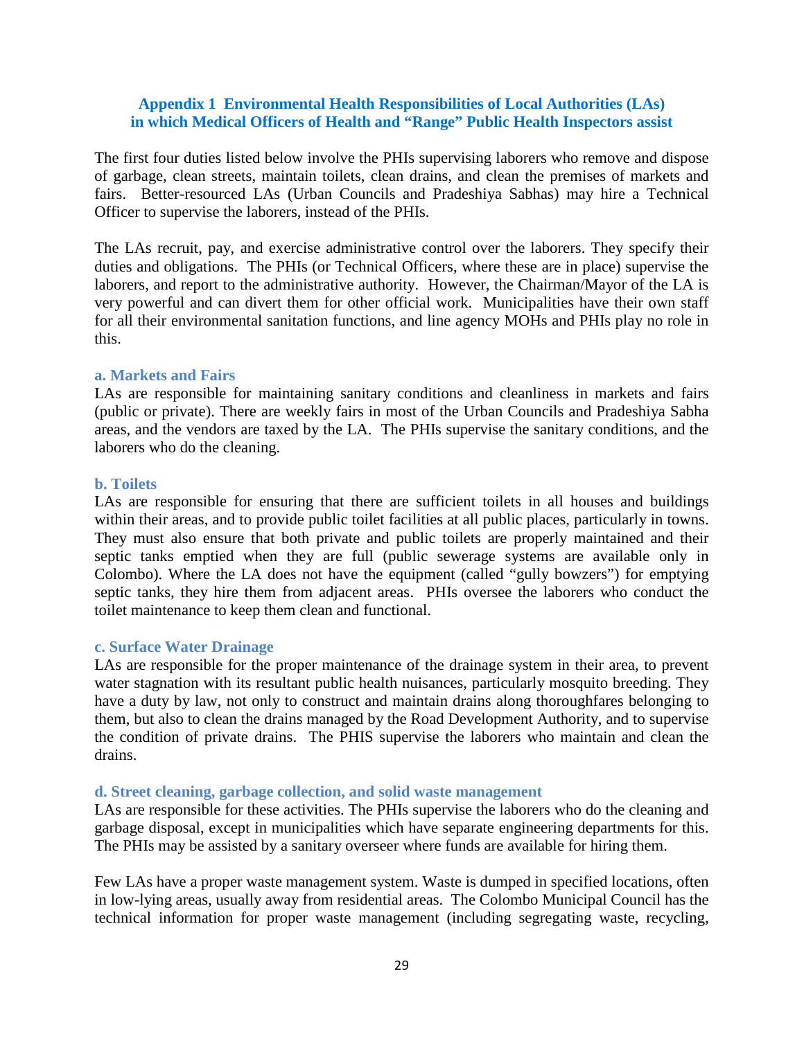## Appendix 1 Environmental Health Responsibilities of Local Authorities (LAs) in which Medical Officers of Health and "Range" Public Health Inspectors assist

The first four duties listed below involve the PHIs supervising laborers who remove and dispose of garbage, clean streets, maintain toilets, clean drains, and clean the premises of markets and fairs. Better-resourced LAs (Urban Councils and Pradeshiya Sabhas) may hire a Technical Officer to supervise the laborers, instead of the PHIs.

The LAs recruit, pay, and exercise administrative control over the laborers. They specify their duties and obligations. The PHIs (or Technical Officers, where these are in place) supervise the laborers, and report to the administrative authority. However, the Chairman/Mayor of the LA is very powerful and can divert them for other official work. Municipalities have their own staff for all their environmental sanitation functions, and line agency MOHs and PHIs play no role in this.

### a. Markets and Fairs

LAs are responsible for maintaining sanitary conditions and cleanliness in markets and fairs (public or private). There are weekly fairs in most of the Urban Councils and Pradeshiya Sabha areas, and the vendors are taxed by the LA. The PHIs supervise the sanitary conditions, and the laborers who do the cleaning.

### b. Toilets

LAs are responsible for ensuring that there are sufficient toilets in all houses and buildings within their areas, and to provide public toilet facilities at all public places, particularly in towns. They must also ensure that both private and public toilets are properly maintained and their septic tanks emptied when they are full (public sewerage systems are available only in Colombo). Where the LA does not have the equipment (called "gully bowzers") for emptying septic tanks, they hire them from adjacent areas. PHIs oversee the laborers who conduct the toilet maintenance to keep them clean and functional.

### c. Surface Water Drainage

LAs are responsible for the proper maintenance of the drainage system in their area, to prevent water stagnation with its resultant public health nuisances, particularly mosquito breeding. They have a duty by law, not only to construct and maintain drains along thoroughfares belonging to them, but also to clean the drains managed by the Road Development Authority, and to supervise the condition of private drains. The PHIS supervise the laborers who maintain and clean the drains.

### d. Street cleaning, garbage collection, and solid waste management

LAs are responsible for these activities. The PHIs supervise the laborers who do the cleaning and garbage disposal, except in municipalities which have separate engineering departments for this. The PHIs may be assisted by a sanitary overseer where funds are available for hiring them.

Few LAs have a proper waste management system. Waste is dumped in specified locations, often in low-lying areas, usually away from residential areas. The Colombo Municipal Council has the technical information for proper waste management (including segregating waste, recycling,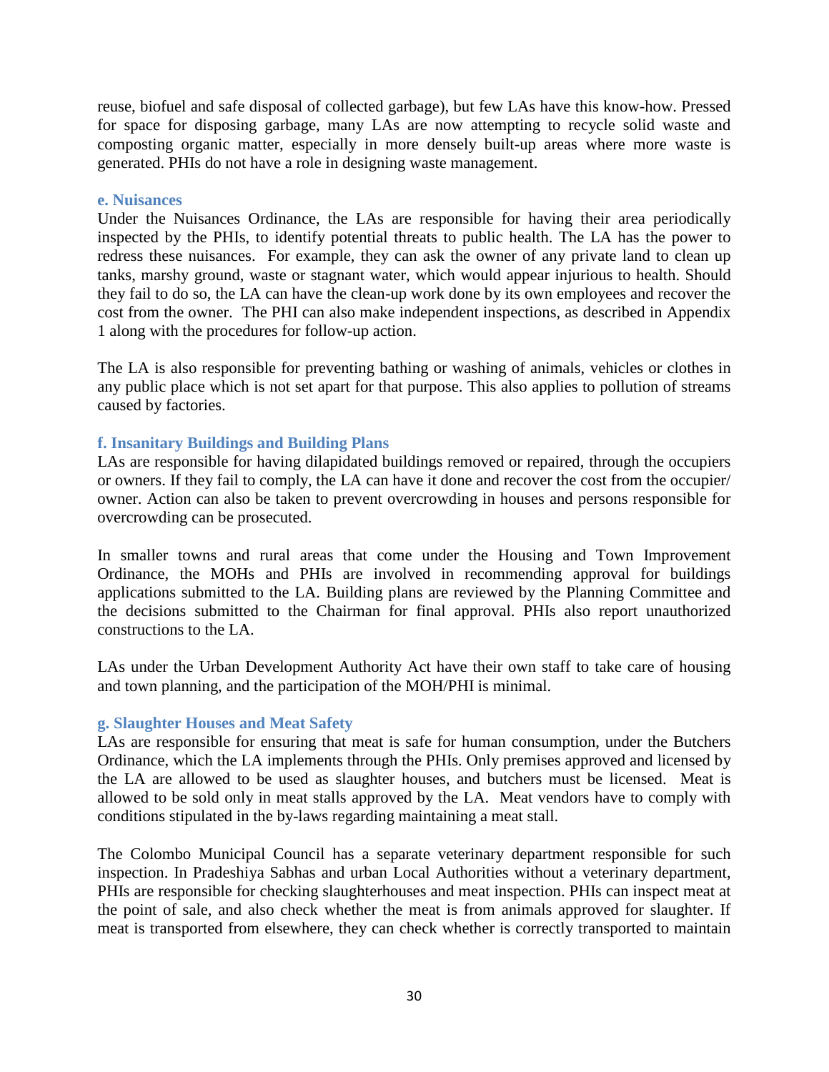reuse, biofuel and safe disposal of collected garbage), but few LAs have this know-how. Pressed for space for disposing garbage, many LAs are now attempting to recycle solid waste and composting organic matter, especially in more densely built-up areas where more waste is generated. PHIs do not have a role in designing waste management.

#### e. Nuisances

Under the Nuisances Ordinance, the LAs are responsible for having their area periodically inspected by the PHIs, to identify potential threats to public health. The LA has the power to redress these nuisances. For example, they can ask the owner of any private land to clean up tanks, marshy ground, waste or stagnant water, which would appear injurious to health. Should they fail to do so, the LA can have the clean-up work done by its own employees and recover the cost from the owner. The PHI can also make independent inspections, as described in Appendix 1 along with the procedures for follow-up action.

The LA is also responsible for preventing bathing or washing of animals, vehicles or clothes in any public place which is not set apart for that purpose. This also applies to pollution of streams caused by factories.

#### f. Insanitary Buildings and Building Plans

LAs are responsible for having dilapidated buildings removed or repaired, through the occupiers or owners. If they fail to comply, the LA can have it done and recover the cost from the occupier/ owner. Action can also be taken to prevent overcrowding in houses and persons responsible for overcrowding can be prosecuted.

In smaller towns and rural areas that come under the Housing and Town Improvement Ordinance, the MOHs and PHIs are involved in recommending approval for buildings applications submitted to the LA. Building plans are reviewed by the Planning Committee and the decisions submitted to the Chairman for final approval. PHIs also report unauthorized constructions to the LA.

LAs under the Urban Development Authority Act have their own staff to take care of housing and town planning, and the participation of the MOH/PHI is minimal.

#### g. Slaughter Houses and Meat Safety

LAs are responsible for ensuring that meat is safe for human consumption, under the Butchers Ordinance, which the LA implements through the PHIs. Only premises approved and licensed by the LA are allowed to be used as slaughter houses, and butchers must be licensed. Meat is allowed to be sold only in meat stalls approved by the LA. Meat vendors have to comply with conditions stipulated in the by-laws regarding maintaining a meat stall.

The Colombo Municipal Council has a separate veterinary department responsible for such inspection. In Pradeshiya Sabhas and urban Local Authorities without a veterinary department, PHIs are responsible for checking slaughterhouses and meat inspection. PHIs can inspect meat at the point of sale, and also check whether the meat is from animals approved for slaughter. If meat is transported from elsewhere, they can check whether is correctly transported to maintain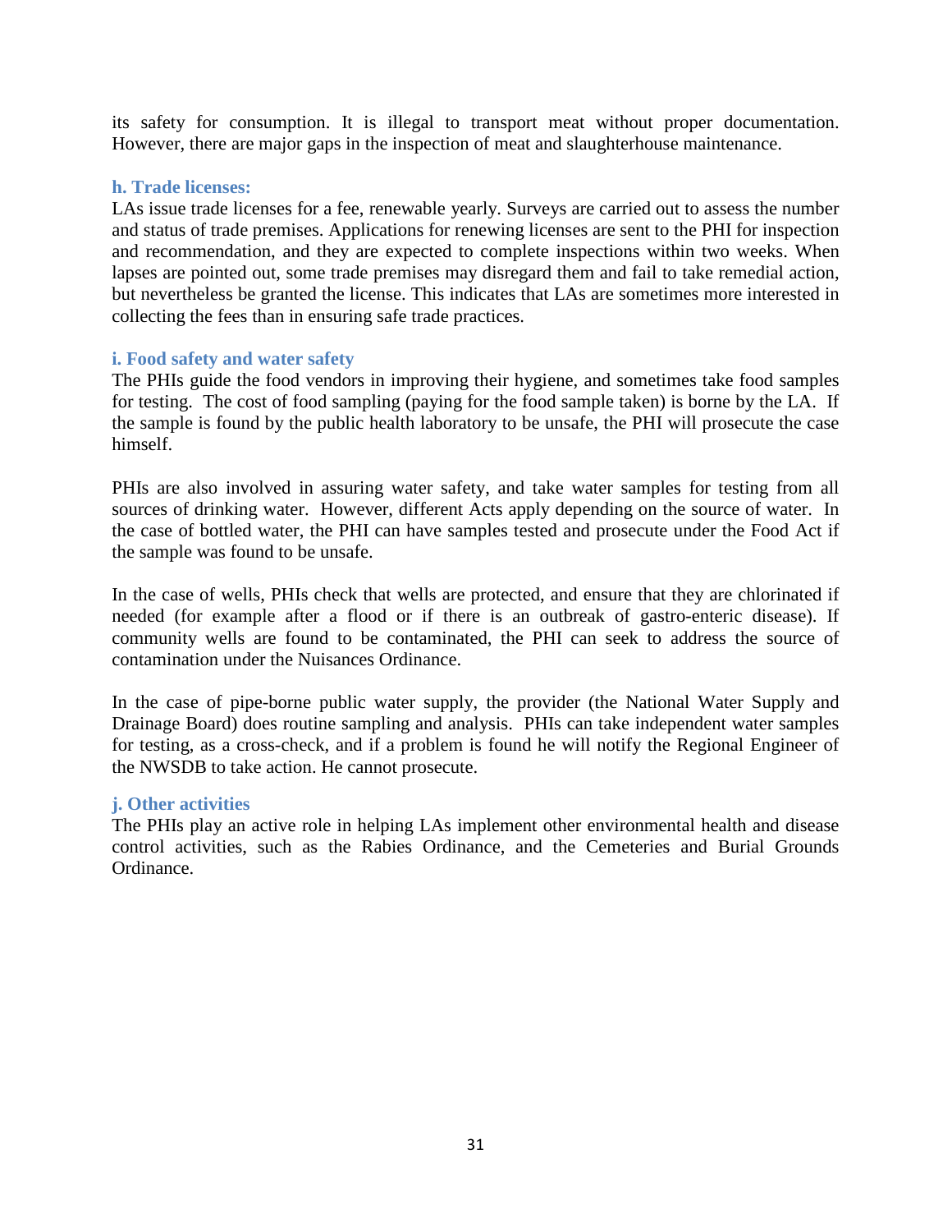its safety for consumption. It is illegal to transport meat without proper documentation. However, there are major gaps in the inspection of meat and slaughterhouse maintenance.

### h. Trade licenses:

LAs issue trade licenses for a fee, renewable yearly. Surveys are carried out to assess the number and status of trade premises. Applications for renewing licenses are sent to the PHI for inspection and recommendation, and they are expected to complete inspections within two weeks. When lapses are pointed out, some trade premises may disregard them and fail to take remedial action, but nevertheless be granted the license. This indicates that LAs are sometimes more interested in collecting the fees than in ensuring safe trade practices.

### i. Food safety and water safety

The PHIs guide the food vendors in improving their hygiene, and sometimes take food samples for testing. The cost of food sampling (paying for the food sample taken) is borne by the LA. If the sample is found by the public health laboratory to be unsafe, the PHI will prosecute the case himself.

PHIs are also involved in assuring water safety, and take water samples for testing from all sources of drinking water. However, different Acts apply depending on the source of water. In the case of bottled water, the PHI can have samples tested and prosecute under the Food Act if the sample was found to be unsafe.

In the case of wells, PHIs check that wells are protected, and ensure that they are chlorinated if needed (for example after a flood or if there is an outbreak of gastro-enteric disease). If community wells are found to be contaminated, the PHI can seek to address the source of contamination under the Nuisances Ordinance.

In the case of pipe-borne public water supply, the provider (the National Water Supply and Drainage Board) does routine sampling and analysis. PHIs can take independent water samples for testing, as a cross-check, and if a problem is found he will notify the Regional Engineer of the NWSDB to take action. He cannot prosecute.

### j. Other activities

The PHIs play an active role in helping LAs implement other environmental health and disease control activities, such as the Rabies Ordinance, and the Cemeteries and Burial Grounds Ordinance.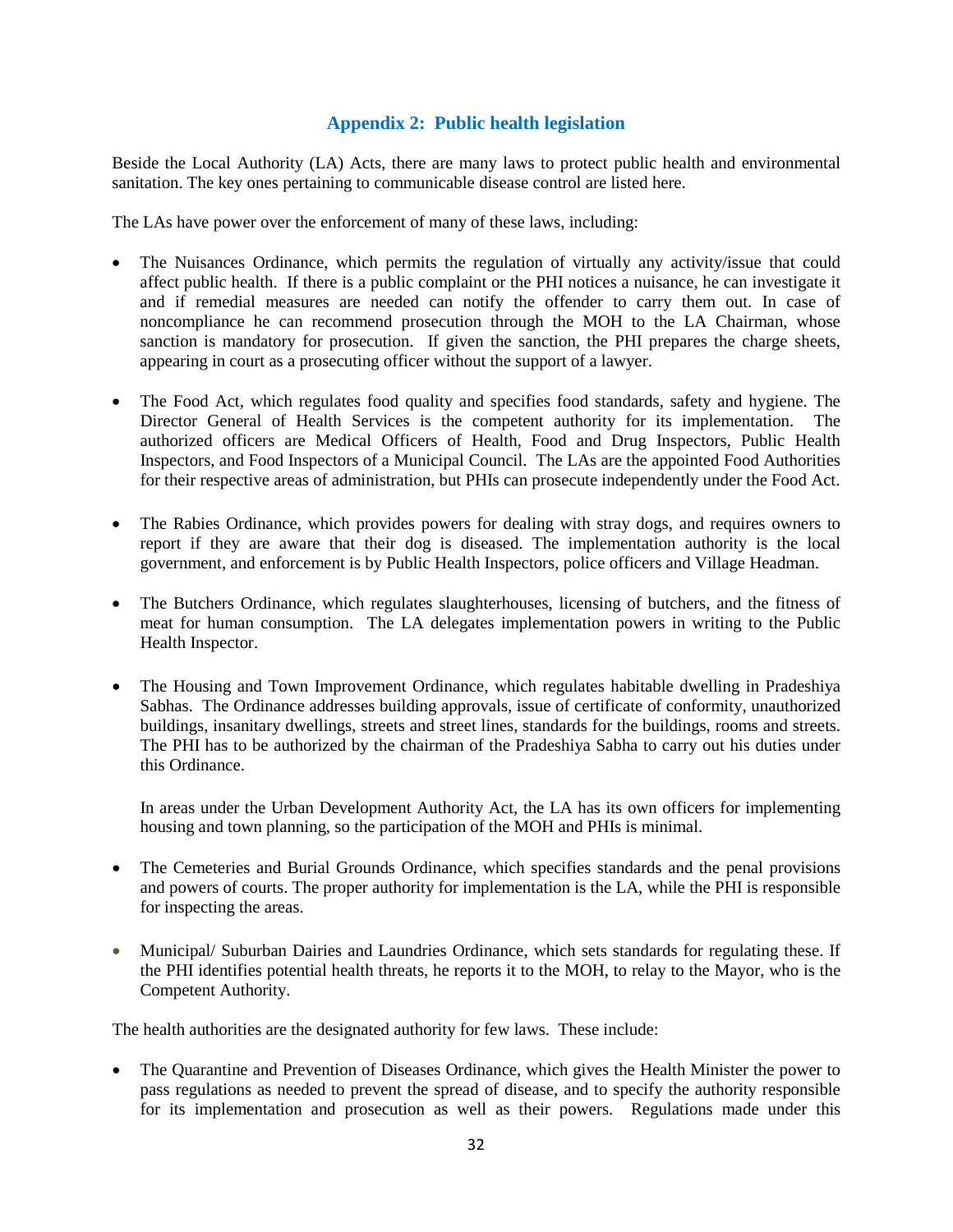## Appendix 2: Public health legislation

Beside the Local Authority (LA) Acts, there are many laws to protect public health and environmental sanitation. The key ones pertaining to communicable disease control are listed here.

The LAs have power over the enforcement of many of these laws, including:

- The Nuisances Ordinance, which permits the regulation of virtually any activity/issue that could affect public health. If there is a public complaint or the PHI notices a nuisance, he can investigate it and if remedial measures are needed can notify the offender to carry them out. In case of noncompliance he can recommend prosecution through the MOH to the LA Chairman, whose sanction is mandatory for prosecution. If given the sanction, the PHI prepares the charge sheets, appearing in court as a prosecuting officer without the support of a lawyer.

- The Food Act, which regulates food quality and specifies food standards, safety and hygiene. The Director General of Health Services is the competent authority for its implementation. The authorized officers are Medical Officers of Health, Food and Drug Inspectors, Public Health Inspectors, and Food Inspectors of a Municipal Council. The LAs are the appointed Food Authorities for their respective areas of administration, but PHIs can prosecute independently under the Food Act.

- The Rabies Ordinance, which provides powers for dealing with stray dogs, and requires owners to report if they are aware that their dog is diseased. The implementation authority is the local government, and enforcement is by Public Health Inspectors, police officers and Village Headman.

- The Butchers Ordinance, which regulates slaughterhouses, licensing of butchers, and the fitness of meat for human consumption. The LA delegates implementation powers in writing to the Public Health Inspector.

- The Housing and Town Improvement Ordinance, which regulates habitable dwelling in Pradeshiya Sabhas. The Ordinance addresses building approvals, issue of certificate of conformity, unauthorized buildings, insanitary dwellings, streets and street lines, standards for the buildings, rooms and streets. The PHI has to be authorized by the chairman of the Pradeshiya Sabha to carry out his duties under this Ordinance.

  In areas under the Urban Development Authority Act, the LA has its own officers for implementing housing and town planning, so the participation of the MOH and PHIs is minimal.

- The Cemeteries and Burial Grounds Ordinance, which specifies standards and the penal provisions and powers of courts. The proper authority for implementation is the LA, while the PHI is responsible for inspecting the areas.

- Municipal/ Suburban Dairies and Laundries Ordinance, which sets standards for regulating these. If the PHI identifies potential health threats, he reports it to the MOH, to relay to the Mayor, who is the Competent Authority.

The health authorities are the designated authority for few laws. These include:

- The Quarantine and Prevention of Diseases Ordinance, which gives the Health Minister the power to pass regulations as needed to prevent the spread of disease, and to specify the authority responsible for its implementation and prosecution as well as their powers. Regulations made under this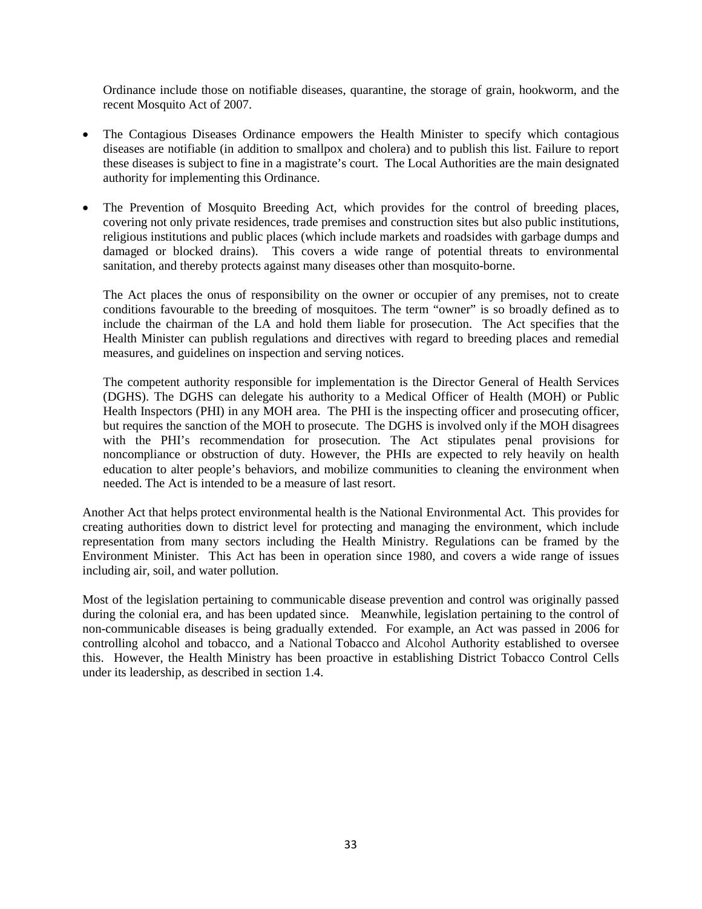Ordinance include those on notifiable diseases, quarantine, the storage of grain, hookworm, and the recent Mosquito Act of 2007.

- The Contagious Diseases Ordinance empowers the Health Minister to specify which contagious diseases are notifiable (in addition to smallpox and cholera) and to publish this list. Failure to report these diseases is subject to fine in a magistrate's court. The Local Authorities are the main designated authority for implementing this Ordinance.

- The Prevention of Mosquito Breeding Act, which provides for the control of breeding places, covering not only private residences, trade premises and construction sites but also public institutions, religious institutions and public places (which include markets and roadsides with garbage dumps and damaged or blocked drains). This covers a wide range of potential threats to environmental sanitation, and thereby protects against many diseases other than mosquito-borne.

  The Act places the onus of responsibility on the owner or occupier of any premises, not to create conditions favourable to the breeding of mosquitoes. The term "owner" is so broadly defined as to include the chairman of the LA and hold them liable for prosecution. The Act specifies that the Health Minister can publish regulations and directives with regard to breeding places and remedial measures, and guidelines on inspection and serving notices.

  The competent authority responsible for implementation is the Director General of Health Services (DGHS). The DGHS can delegate his authority to a Medical Officer of Health (MOH) or Public Health Inspectors (PHI) in any MOH area. The PHI is the inspecting officer and prosecuting officer, but requires the sanction of the MOH to prosecute. The DGHS is involved only if the MOH disagrees with the PHI's recommendation for prosecution. The Act stipulates penal provisions for noncompliance or obstruction of duty. However, the PHIs are expected to rely heavily on health education to alter people's behaviors, and mobilize communities to cleaning the environment when needed. The Act is intended to be a measure of last resort.

Another Act that helps protect environmental health is the National Environmental Act. This provides for creating authorities down to district level for protecting and managing the environment, which include representation from many sectors including the Health Ministry. Regulations can be framed by the Environment Minister. This Act has been in operation since 1980, and covers a wide range of issues including air, soil, and water pollution.

Most of the legislation pertaining to communicable disease prevention and control was originally passed during the colonial era, and has been updated since. Meanwhile, legislation pertaining to the control of non-communicable diseases is being gradually extended. For example, an Act was passed in 2006 for controlling alcohol and tobacco, and a National Tobacco and Alcohol Authority established to oversee this. However, the Health Ministry has been proactive in establishing District Tobacco Control Cells under its leadership, as described in section 1.4.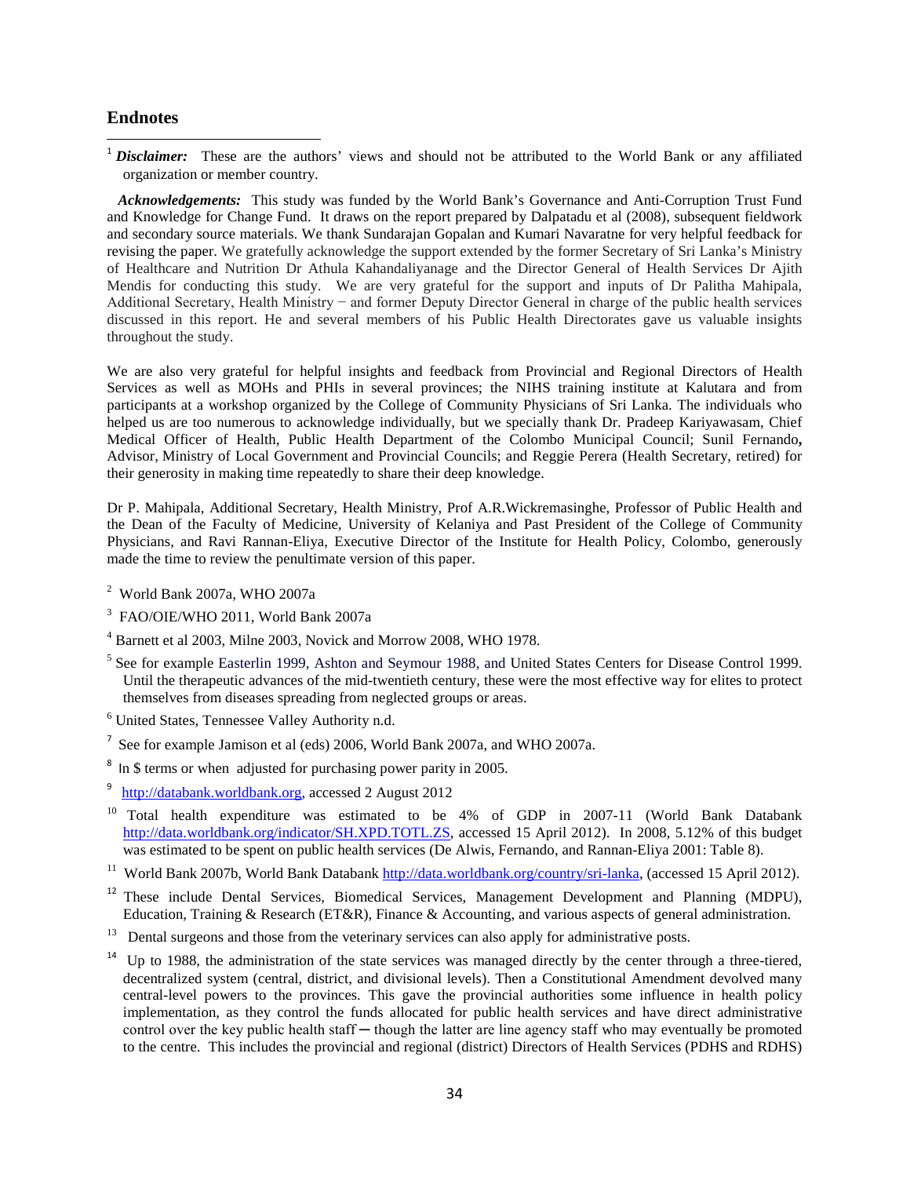## Endnotes

[1] ***Disclaimer:*** These are the authors' views and should not be attributed to the World Bank or any affiliated organization or member country.

***Acknowledgements:*** This study was funded by the World Bank's Governance and Anti-Corruption Trust Fund and Knowledge for Change Fund. It draws on the report prepared by Dalpatadu et al (2008), subsequent fieldwork and secondary source materials. We thank Sundarajan Gopalan and Kumari Navaratne for very helpful feedback for revising the paper. We gratefully acknowledge the support extended by the former Secretary of Sri Lanka's Ministry of Healthcare and Nutrition Dr Athula Kahandaliyanage and the Director General of Health Services Dr Ajith Mendis for conducting this study. We are very grateful for the support and inputs of Dr Palitha Mahipala, Additional Secretary, Health Ministry − and former Deputy Director General in charge of the public health services discussed in this report. He and several members of his Public Health Directorates gave us valuable insights throughout the study.

We are also very grateful for helpful insights and feedback from Provincial and Regional Directors of Health Services as well as MOHs and PHIs in several provinces; the NIHS training institute at Kalutara and from participants at a workshop organized by the College of Community Physicians of Sri Lanka. The individuals who helped us are too numerous to acknowledge individually, but we specially thank Dr. Pradeep Kariyawasam, Chief Medical Officer of Health, Public Health Department of the Colombo Municipal Council; Sunil Fernando**,** Advisor, Ministry of Local Government and Provincial Councils; and Reggie Perera (Health Secretary, retired) for their generosity in making time repeatedly to share their deep knowledge.

Dr P. Mahipala, Additional Secretary, Health Ministry, Prof A.R.Wickremasinghe, Professor of Public Health and the Dean of the Faculty of Medicine, University of Kelaniya and Past President of the College of Community Physicians, and Ravi Rannan-Eliya, Executive Director of the Institute for Health Policy, Colombo, generously made the time to review the penultimate version of this paper.

[2] World Bank 2007a, WHO 2007a

[3] FAO/OIE/WHO 2011, World Bank 2007a

[4] Barnett et al 2003, Milne 2003, Novick and Morrow 2008, WHO 1978.

[5] See for example Easterlin 1999, Ashton and Seymour 1988, and United States Centers for Disease Control 1999. Until the therapeutic advances of the mid-twentieth century, these were the most effective way for elites to protect themselves from diseases spreading from neglected groups or areas.

[6] United States, Tennessee Valley Authority n.d.

[7] See for example Jamison et al (eds) 2006, World Bank 2007a, and WHO 2007a.

[8] In $ terms or when adjusted for purchasing power parity in 2005.

[9] http://databank.worldbank.org, accessed 2 August 2012

[10] Total health expenditure was estimated to be 4% of GDP in 2007-11 (World Bank Databank http://data.worldbank.org/indicator/SH.XPD.TOTL.ZS, accessed 15 April 2012). In 2008, 5.12% of this budget was estimated to be spent on public health services (De Alwis, Fernando, and Rannan-Eliya 2001: Table 8).

[11] World Bank 2007b, World Bank Databank http://data.worldbank.org/country/sri-lanka, (accessed 15 April 2012).

[12] These include Dental Services, Biomedical Services, Management Development and Planning (MDPU), Education, Training & Research (ET&R), Finance & Accounting, and various aspects of general administration.

[13] Dental surgeons and those from the veterinary services can also apply for administrative posts.

[14] Up to 1988, the administration of the state services was managed directly by the center through a three-tiered, decentralized system (central, district, and divisional levels). Then a Constitutional Amendment devolved many central-level powers to the provinces. This gave the provincial authorities some influence in health policy implementation, as they control the funds allocated for public health services and have direct administrative control over the key public health staff ─ though the latter are line agency staff who may eventually be promoted to the centre. This includes the provincial and regional (district) Directors of Health Services (PDHS and RDHS)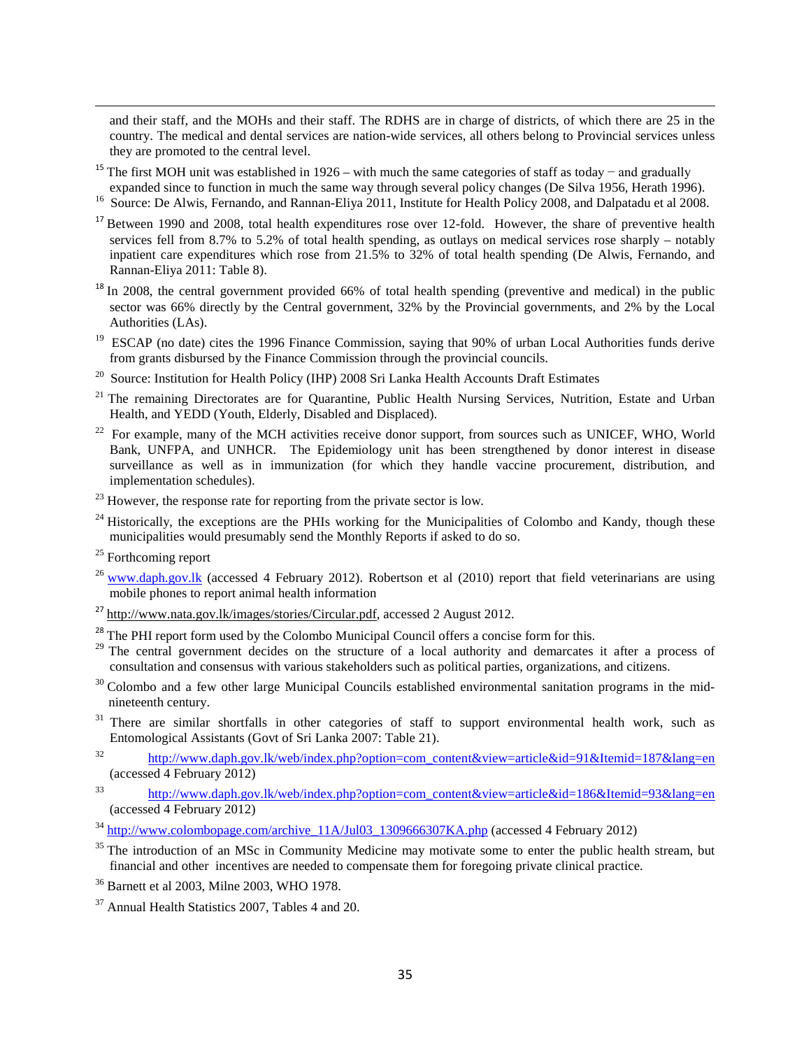and their staff, and the MOHs and their staff. The RDHS are in charge of districts, of which there are 25 in the country. The medical and dental services are nation-wide services, all others belong to Provincial services unless they are promoted to the central level.

[15] The first MOH unit was established in 1926 – with much the same categories of staff as today − and gradually expanded since to function in much the same way through several policy changes (De Silva 1956, Herath 1996).

[16] Source: De Alwis, Fernando, and Rannan-Eliya 2011, Institute for Health Policy 2008, and Dalpatadu et al 2008.

[17] Between 1990 and 2008, total health expenditures rose over 12-fold. However, the share of preventive health services fell from 8.7% to 5.2% of total health spending, as outlays on medical services rose sharply – notably inpatient care expenditures which rose from 21.5% to 32% of total health spending (De Alwis, Fernando, and Rannan-Eliya 2011: Table 8).

[18] In 2008, the central government provided 66% of total health spending (preventive and medical) in the public sector was 66% directly by the Central government, 32% by the Provincial governments, and 2% by the Local Authorities (LAs).

[19] ESCAP (no date) cites the 1996 Finance Commission, saying that 90% of urban Local Authorities funds derive from grants disbursed by the Finance Commission through the provincial councils.

[20] Source: Institution for Health Policy (IHP) 2008 Sri Lanka Health Accounts Draft Estimates

[21] The remaining Directorates are for Quarantine, Public Health Nursing Services, Nutrition, Estate and Urban Health, and YEDD (Youth, Elderly, Disabled and Displaced).

[22] For example, many of the MCH activities receive donor support, from sources such as UNICEF, WHO, World Bank, UNFPA, and UNHCR. The Epidemiology unit has been strengthened by donor interest in disease surveillance as well as in immunization (for which they handle vaccine procurement, distribution, and implementation schedules).

[23] However, the response rate for reporting from the private sector is low.

[24] Historically, the exceptions are the PHIs working for the Municipalities of Colombo and Kandy, though these municipalities would presumably send the Monthly Reports if asked to do so.

[25] Forthcoming report

[26] www.daph.gov.lk (accessed 4 February 2012). Robertson et al (2010) report that field veterinarians are using mobile phones to report animal health information

[27] http://www.nata.gov.lk/images/stories/Circular.pdf, accessed 2 August 2012.

[28] The PHI report form used by the Colombo Municipal Council offers a concise form for this.

[29] The central government decides on the structure of a local authority and demarcates it after a process of consultation and consensus with various stakeholders such as political parties, organizations, and citizens.

[30] Colombo and a few other large Municipal Councils established environmental sanitation programs in the mid-nineteenth century.

[31] There are similar shortfalls in other categories of staff to support environmental health work, such as Entomological Assistants (Govt of Sri Lanka 2007: Table 21).

[32] http://www.daph.gov.lk/web/index.php?option=com_content&view=article&id=91&Itemid=187&lang=en (accessed 4 February 2012)

[33] http://www.daph.gov.lk/web/index.php?option=com_content&view=article&id=186&Itemid=93&lang=en (accessed 4 February 2012)

[34] http://www.colombopage.com/archive_11A/Jul03_1309666307KA.php (accessed 4 February 2012)

[35] The introduction of an MSc in Community Medicine may motivate some to enter the public health stream, but financial and other incentives are needed to compensate them for foregoing private clinical practice.

[36] Barnett et al 2003, Milne 2003, WHO 1978.

[37] Annual Health Statistics 2007, Tables 4 and 20.